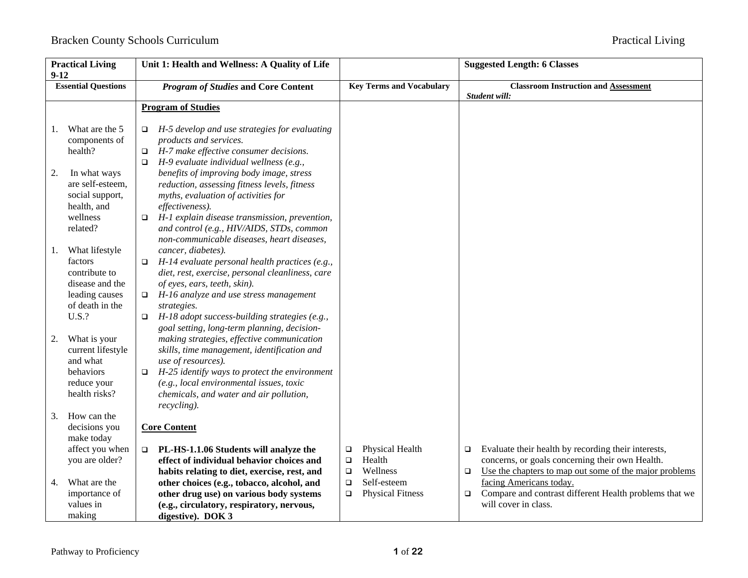| Practical Living 9-12 | Unit 1: Health and Wellness: A Quality of Life | | Suggested Length: 6 Classes |
|---|---|---|---|
| **Essential Questions** | ***Program of Studies* and Core Content** | **Key Terms and Vocabulary** | **Classroom Instruction and Assessment**<br>***Student will:*** |
| 1. What are the 5 components of health?<br><br>2. In what ways are self-esteem, social support, health, and wellness related?<br><br>1. What lifestyle factors contribute to disease and the leading causes of death in the U.S.?<br><br>2. What is your current lifestyle and what behaviors reduce your health risks?<br><br>3. How can the decisions you make today affect you when you are older?<br><br>4. What are the importance of values in making | **Program of Studies**<br><br>❑ *H-5 develop and use strategies for evaluating products and services.*<br>❑ *H-7 make effective consumer decisions.*<br>❑ *H-9 evaluate individual wellness (e.g., benefits of improving body image, stress reduction, assessing fitness levels, fitness myths, evaluation of activities for effectiveness).*<br>❑ *H-1 explain disease transmission, prevention, and control (e.g., HIV/AIDS, STDs, common non-communicable diseases, heart diseases, cancer, diabetes).*<br>❑ *H-14 evaluate personal health practices (e.g., diet, rest, exercise, personal cleanliness, care of eyes, ears, teeth, skin).*<br>❑ *H-16 analyze and use stress management strategies.*<br>❑ *H-18 adopt success-building strategies (e.g., goal setting, long-term planning, decision-making strategies, effective communication skills, time management, identification and use of resources).*<br>❑ *H-25 identify ways to protect the environment (e.g., local environmental issues, toxic chemicals, and water and air pollution, recycling).*<br><br>**Core Content**<br><br>❑ **PL-HS-1.1.06 Students will analyze the effect of individual behavior choices and habits relating to diet, exercise, rest, and other choices (e.g., tobacco, alcohol, and other drug use) on various body systems (e.g., circulatory, respiratory, nervous, digestive). DOK 3** | ❑ Physical Health<br>❑ Health<br>❑ Wellness<br>❑ Self-esteem<br>❑ Physical Fitness | ❑ Evaluate their health by recording their interests, concerns, or goals concerning their own Health.<br>❑ Use the chapters to map out some of the major problems facing Americans today.<br>❑ Compare and contrast different Health problems that we will cover in class. |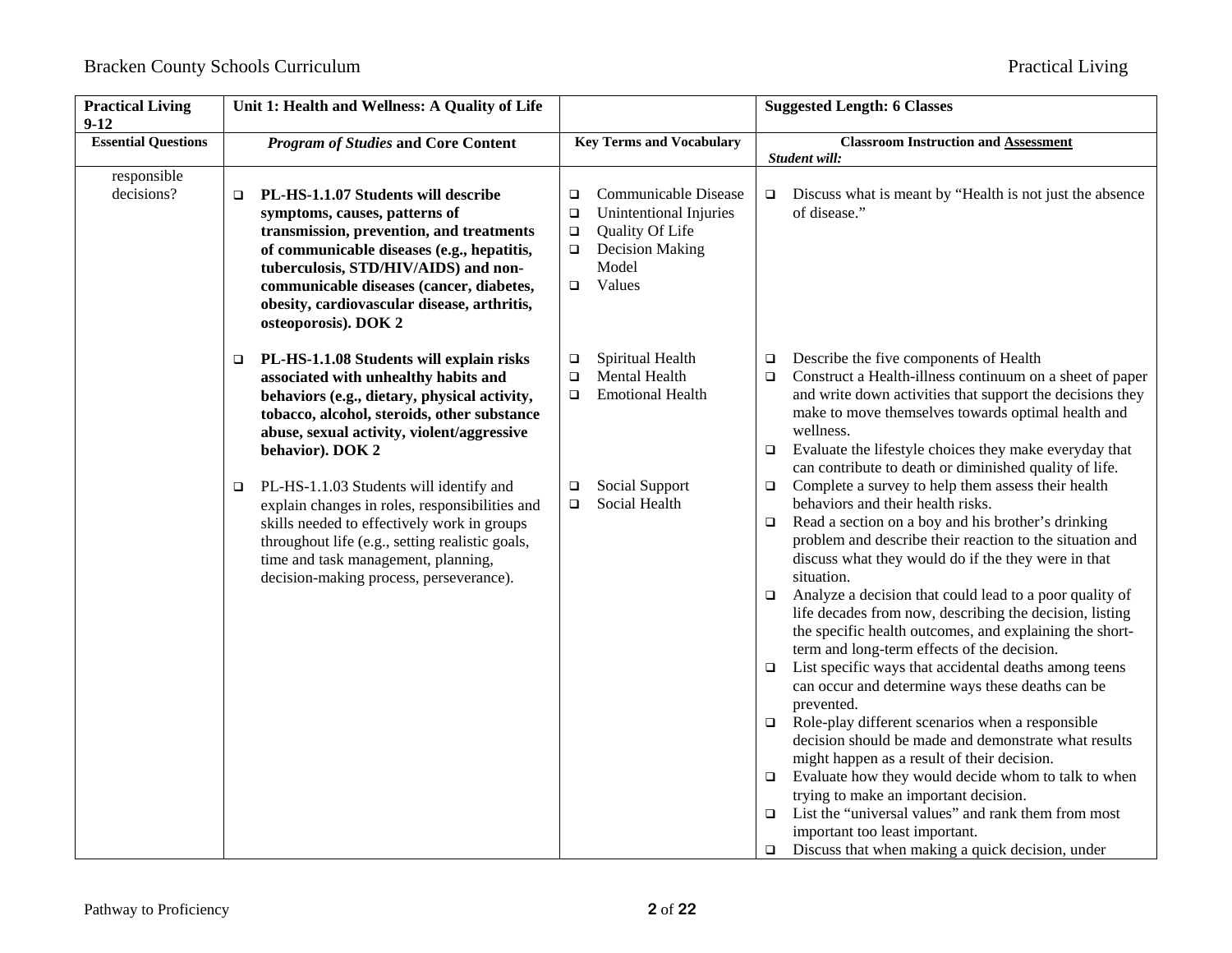| Practical Living 9-12 | Unit 1: Health and Wellness: A Quality of Life | | Suggested Length: 6 Classes |
|---|---|---|---|
| **Essential Questions** | ***Program of Studies* and Core Content** | **Key Terms and Vocabulary** | **Classroom Instruction and Assessment** *Student will:* |
| responsible decisions? | ❑ **PL-HS-1.1.07 Students will describe symptoms, causes, patterns of transmission, prevention, and treatments of communicable diseases (e.g., hepatitis, tuberculosis, STD/HIV/AIDS) and non-communicable diseases (cancer, diabetes, obesity, cardiovascular disease, arthritis, osteoporosis). DOK 2** | ❑ Communicable Disease<br>❑ Unintentional Injuries<br>❑ Quality Of Life<br>❑ Decision Making Model<br>❑ Values | ❑ Discuss what is meant by "Health is not just the absence of disease." |
| | ❑ **PL-HS-1.1.08 Students will explain risks associated with unhealthy habits and behaviors (e.g., dietary, physical activity, tobacco, alcohol, steroids, other substance abuse, sexual activity, violent/aggressive behavior). DOK 2** | ❑ Spiritual Health<br>❑ Mental Health<br>❑ Emotional Health | ❑ Describe the five components of Health<br>❑ Construct a Health-illness continuum on a sheet of paper and write down activities that support the decisions they make to move themselves towards optimal health and wellness.<br>❑ Evaluate the lifestyle choices they make everyday that can contribute to death or diminished quality of life. |
| | ❑ PL-HS-1.1.03 Students will identify and explain changes in roles, responsibilities and skills needed to effectively work in groups throughout life (e.g., setting realistic goals, time and task management, planning, decision-making process, perseverance). | ❑ Social Support<br>❑ Social Health | ❑ Complete a survey to help them assess their health behaviors and their health risks.<br>❑ Read a section on a boy and his brother's drinking problem and describe their reaction to the situation and discuss what they would do if the they were in that situation.<br>❑ Analyze a decision that could lead to a poor quality of life decades from now, describing the decision, listing the specific health outcomes, and explaining the short-term and long-term effects of the decision.<br>❑ List specific ways that accidental deaths among teens can occur and determine ways these deaths can be prevented.<br>❑ Role-play different scenarios when a responsible decision should be made and demonstrate what results might happen as a result of their decision.<br>❑ Evaluate how they would decide whom to talk to when trying to make an important decision.<br>❑ List the "universal values" and rank them from most important too least important.<br>❑ Discuss that when making a quick decision, under |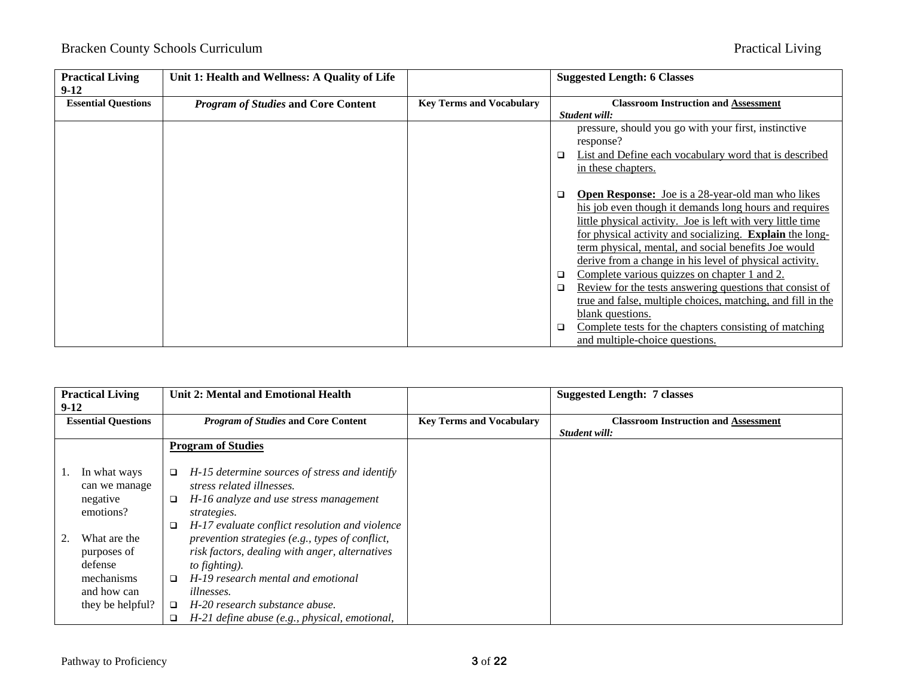| Practical Living 9-12 | Unit 1: Health and Wellness: A Quality of Life | | Suggested Length: 6 Classes |
|---|---|---|---|
| **Essential Questions** | ***Program of Studies* and Core Content** | **Key Terms and Vocabulary** | **Classroom Instruction and Assessment** *Student will:* |
| | | | pressure, should you go with your first, instinctive response?<br>❑ List and Define each vocabulary word that is described in these chapters.<br><br>❑ **Open Response:** Joe is a 28-year-old man who likes his job even though it demands long hours and requires little physical activity. Joe is left with very little time for physical activity and socializing. **Explain** the long-term physical, mental, and social benefits Joe would derive from a change in his level of physical activity.<br>❑ Complete various quizzes on chapter 1 and 2.<br>❑ Review for the tests answering questions that consist of true and false, multiple choices, matching, and fill in the blank questions.<br>❑ Complete tests for the chapters consisting of matching and multiple-choice questions. |

| Practical Living 9-12 | Unit 2: Mental and Emotional Health | | Suggested Length: 7 classes |
|---|---|---|---|
| **Essential Questions** | ***Program of Studies* and Core Content** | **Key Terms and Vocabulary** | **Classroom Instruction and Assessment** *Student will:* |
| 1. In what ways can we manage negative emotions?<br><br>2. What are the purposes of defense mechanisms and how can they be helpful? | **Program of Studies**<br><br>❑ *H-15 determine sources of stress and identify stress related illnesses.*<br>❑ *H-16 analyze and use stress management strategies.*<br>❑ *H-17 evaluate conflict resolution and violence prevention strategies (e.g., types of conflict, risk factors, dealing with anger, alternatives to fighting).*<br>❑ *H-19 research mental and emotional illnesses.*<br>❑ *H-20 research substance abuse.*<br>❑ *H-21 define abuse (e.g., physical, emotional,* | | |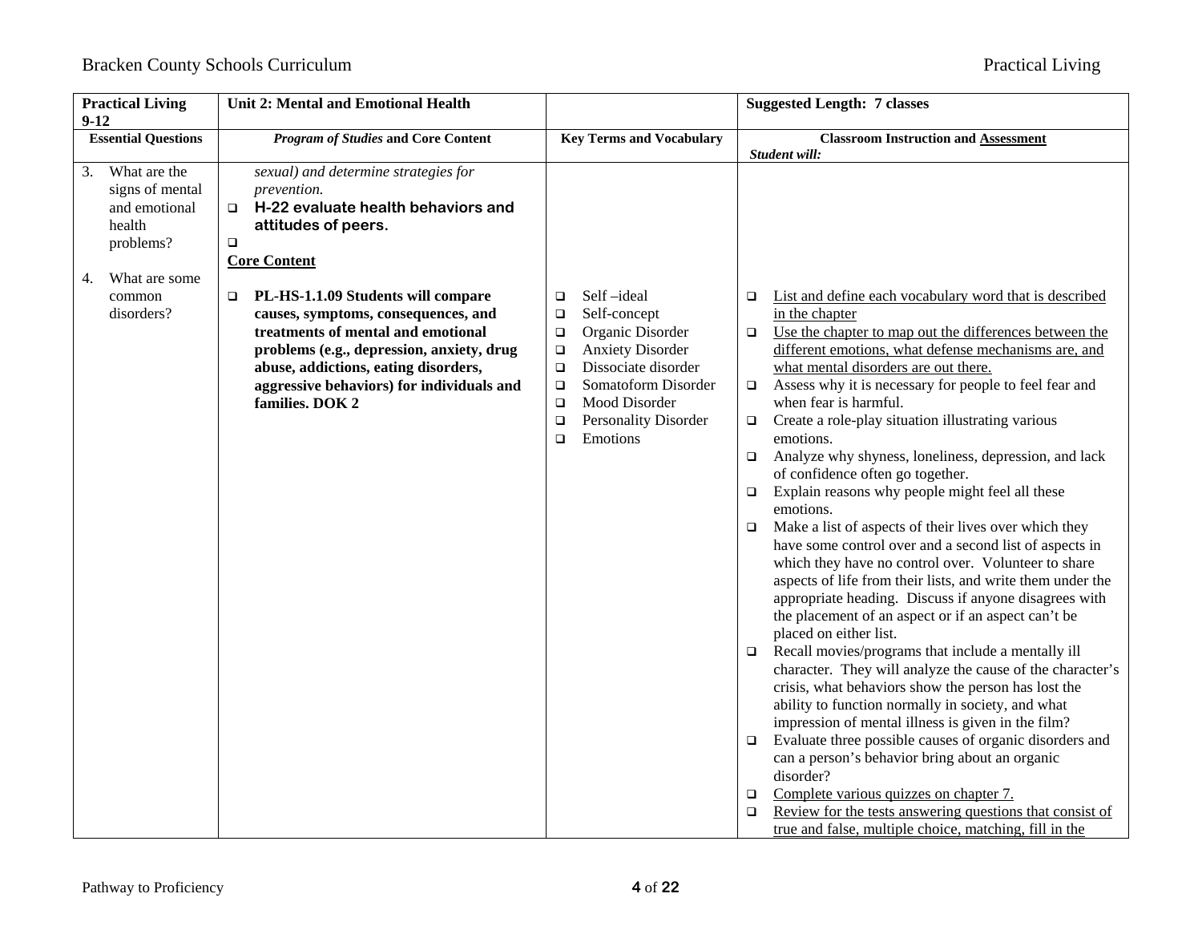| Practical Living 9-12 | Unit 2: Mental and Emotional Health | | Suggested Length: 7 classes |
|---|---|---|---|
| **Essential Questions** | ***Program of Studies* and Core Content** | **Key Terms and Vocabulary** | **Classroom Instruction and Assessment** *Student will:* |
| 3. What are the signs of mental and emotional health problems?<br><br>4. What are some common disorders? | *sexual) and determine strategies for prevention.*<br>❑ **H-22 evaluate health behaviors and attitudes of peers.**<br>❑<br>**Core Content**<br><br>❑ **PL-HS-1.1.09 Students will compare causes, symptoms, consequences, and treatments of mental and emotional problems (e.g., depression, anxiety, drug abuse, addictions, eating disorders, aggressive behaviors) for individuals and families. DOK 2** | ❑ Self –ideal<br>❑ Self-concept<br>❑ Organic Disorder<br>❑ Anxiety Disorder<br>❑ Dissociate disorder<br>❑ Somatoform Disorder<br>❑ Mood Disorder<br>❑ Personality Disorder<br>❑ Emotions | ❑ List and define each vocabulary word that is described in the chapter<br>❑ Use the chapter to map out the differences between the different emotions, what defense mechanisms are, and what mental disorders are out there.<br>❑ Assess why it is necessary for people to feel fear and when fear is harmful.<br>❑ Create a role-play situation illustrating various emotions.<br>❑ Analyze why shyness, loneliness, depression, and lack of confidence often go together.<br>❑ Explain reasons why people might feel all these emotions.<br>❑ Make a list of aspects of their lives over which they have some control over and a second list of aspects in which they have no control over. Volunteer to share aspects of life from their lists, and write them under the appropriate heading. Discuss if anyone disagrees with the placement of an aspect or if an aspect can't be placed on either list.<br>❑ Recall movies/programs that include a mentally ill character. They will analyze the cause of the character's crisis, what behaviors show the person has lost the ability to function normally in society, and what impression of mental illness is given in the film?<br>❑ Evaluate three possible causes of organic disorders and can a person's behavior bring about an organic disorder?<br>❑ Complete various quizzes on chapter 7.<br>❑ Review for the tests answering questions that consist of true and false, multiple choice, matching, fill in the |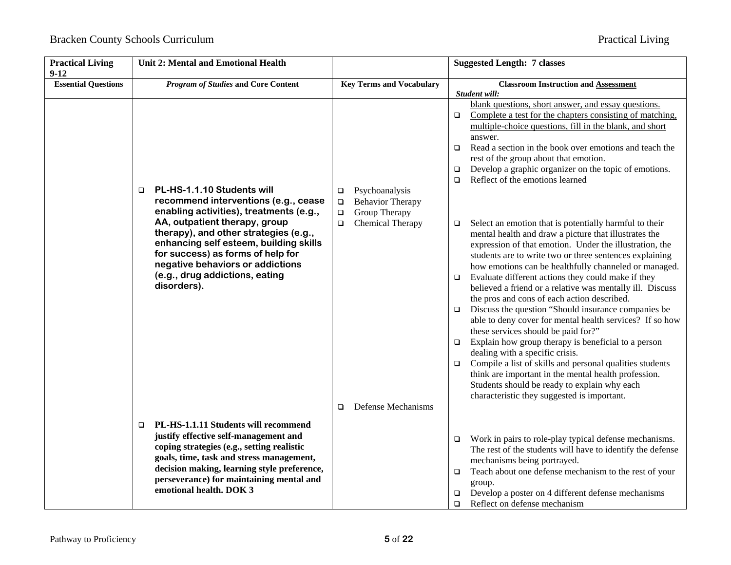| Practical Living 9-12 | Unit 2: Mental and Emotional Health | | Suggested Length: 7 classes |
|---|---|---|---|
| **Essential Questions** | ***Program of Studies* and Core Content** | **Key Terms and Vocabulary** | **Classroom Instruction and Assessment** *Student will:* |
| | | | blank questions, short answer, and essay questions. <br> ❑ Complete a test for the chapters consisting of matching, multiple-choice questions, fill in the blank, and short answer. <br> ❑ Read a section in the book over emotions and teach the rest of the group about that emotion. <br> ❑ Develop a graphic organizer on the topic of emotions. <br> ❑ Reflect of the emotions learned |
| | ❑ **PL-HS-1.1.10 Students will recommend interventions (e.g., cease enabling activities), treatments (e.g., AA, outpatient therapy, group therapy), and other strategies (e.g., enhancing self esteem, building skills for success) as forms of help for negative behaviors or addictions (e.g., drug addictions, eating disorders).** | ❑ Psychoanalysis <br> ❑ Behavior Therapy <br> ❑ Group Therapy <br> ❑ Chemical Therapy | ❑ Select an emotion that is potentially harmful to their mental health and draw a picture that illustrates the expression of that emotion. Under the illustration, the students are to write two or three sentences explaining how emotions can be healthfully channeled or managed. <br> ❑ Evaluate different actions they could make if they believed a friend or a relative was mentally ill. Discuss the pros and cons of each action described. <br> ❑ Discuss the question "Should insurance companies be able to deny cover for mental health services? If so how these services should be paid for?" <br> ❑ Explain how group therapy is beneficial to a person dealing with a specific crisis. <br> ❑ Compile a list of skills and personal qualities students think are important in the mental health profession. Students should be ready to explain why each characteristic they suggested is important. |
| | ❑ **PL-HS-1.1.11 Students will recommend justify effective self-management and coping strategies (e.g., setting realistic goals, time, task and stress management, decision making, learning style preference, perseverance) for maintaining mental and emotional health. DOK 3** | ❑ Defense Mechanisms | ❑ Work in pairs to role-play typical defense mechanisms. The rest of the students will have to identify the defense mechanisms being portrayed. <br> ❑ Teach about one defense mechanism to the rest of your group. <br> ❑ Develop a poster on 4 different defense mechanisms <br> ❑ Reflect on defense mechanism |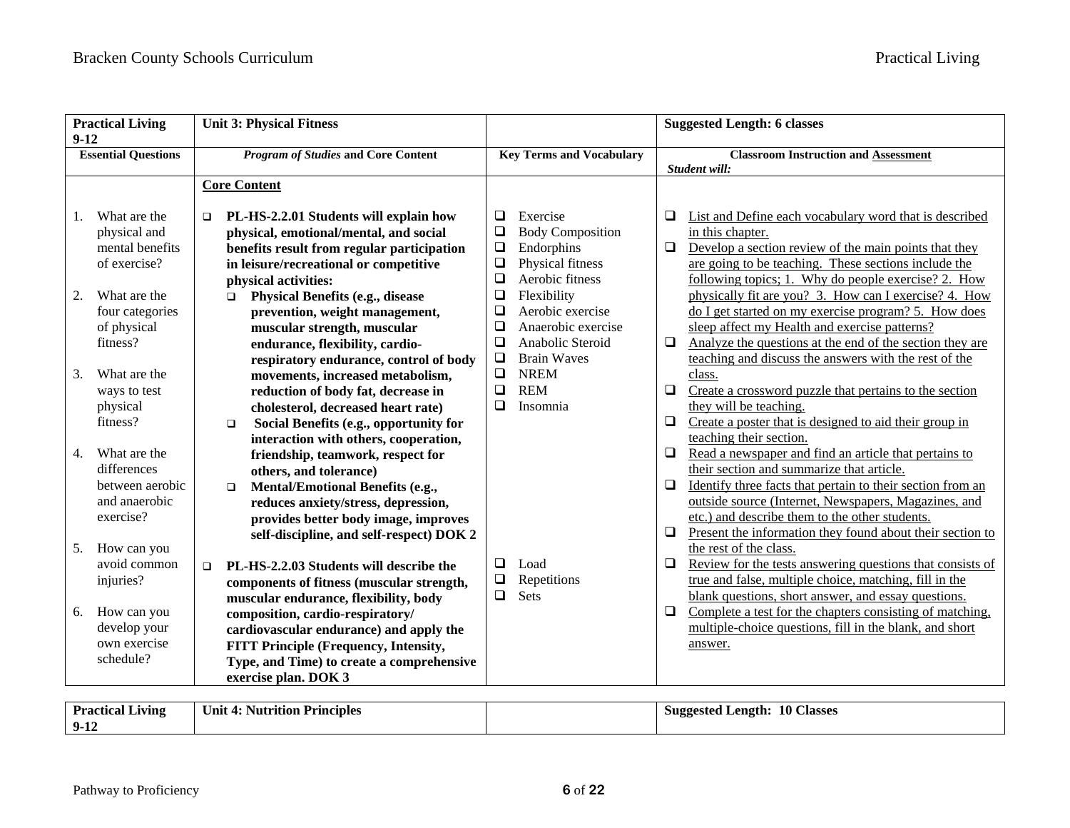| **Practical Living 9-12** | **Unit 3: Physical Fitness** | | **Suggested Length: 6 classes** |
|---|---|---|---|
| **Essential Questions** | ***Program of Studies* and Core Content** | **Key Terms and Vocabulary** | **Classroom Instruction and Assessment**<br>***Student will:*** |
| 1. What are the physical and mental benefits of exercise?<br><br>2. What are the four categories of physical fitness?<br><br>3. What are the ways to test physical fitness?<br><br>4. What are the differences between aerobic and anaerobic exercise?<br><br>5. How can you avoid common injuries?<br><br>6. How can you develop your own exercise schedule? | **Core Content**<br><br>❑ **PL-HS-2.2.01 Students will explain how physical, emotional/mental, and social benefits result from regular participation in leisure/recreational or competitive physical activities:**<br>❑ **Physical Benefits (e.g., disease prevention, weight management, muscular strength, muscular endurance, flexibility, cardio-respiratory endurance, control of body movements, increased metabolism, reduction of body fat, decrease in cholesterol, decreased heart rate)**<br>❑ **Social Benefits (e.g., opportunity for interaction with others, cooperation, friendship, teamwork, respect for others, and tolerance)**<br>❑ **Mental/Emotional Benefits (e.g., reduces anxiety/stress, depression, provides better body image, improves self-discipline, and self-respect) DOK 2**<br><br>❑ **PL-HS-2.2.03 Students will describe the components of fitness (muscular strength, muscular endurance, flexibility, body composition, cardio-respiratory/ cardiovascular endurance) and apply the FITT Principle (Frequency, Intensity, Type, and Time) to create a comprehensive exercise plan. DOK 3** | ❑ Exercise<br>❑ Body Composition<br>❑ Endorphins<br>❑ Physical fitness<br>❑ Aerobic fitness<br>❑ Flexibility<br>❑ Aerobic exercise<br>❑ Anaerobic exercise<br>❑ Anabolic Steroid<br>❑ Brain Waves<br>❑ NREM<br>❑ REM<br>❑ Insomnia<br><br>❑ Load<br>❑ Repetitions<br>❑ Sets | ❑ List and Define each vocabulary word that is described in this chapter.<br>❑ Develop a section review of the main points that they are going to be teaching. These sections include the following topics; 1. Why do people exercise? 2. How physically fit are you? 3. How can I exercise? 4. How do I get started on my exercise program? 5. How does sleep affect my Health and exercise patterns?<br>❑ Analyze the questions at the end of the section they are teaching and discuss the answers with the rest of the class.<br>❑ Create a crossword puzzle that pertains to the section they will be teaching.<br>❑ Create a poster that is designed to aid their group in teaching their section.<br>❑ Read a newspaper and find an article that pertains to their section and summarize that article.<br>❑ Identify three facts that pertain to their section from an outside source (Internet, Newspapers, Magazines, and etc.) and describe them to the other students.<br>❑ Present the information they found about their section to the rest of the class.<br>❑ Review for the tests answering questions that consists of true and false, multiple choice, matching, fill in the blank questions, short answer, and essay questions.<br>❑ Complete a test for the chapters consisting of matching, multiple-choice questions, fill in the blank, and short answer. |

| **Practical Living 9-12** | **Unit 4: Nutrition Principles** | | **Suggested Length: 10 Classes** |
|---|---|---|---|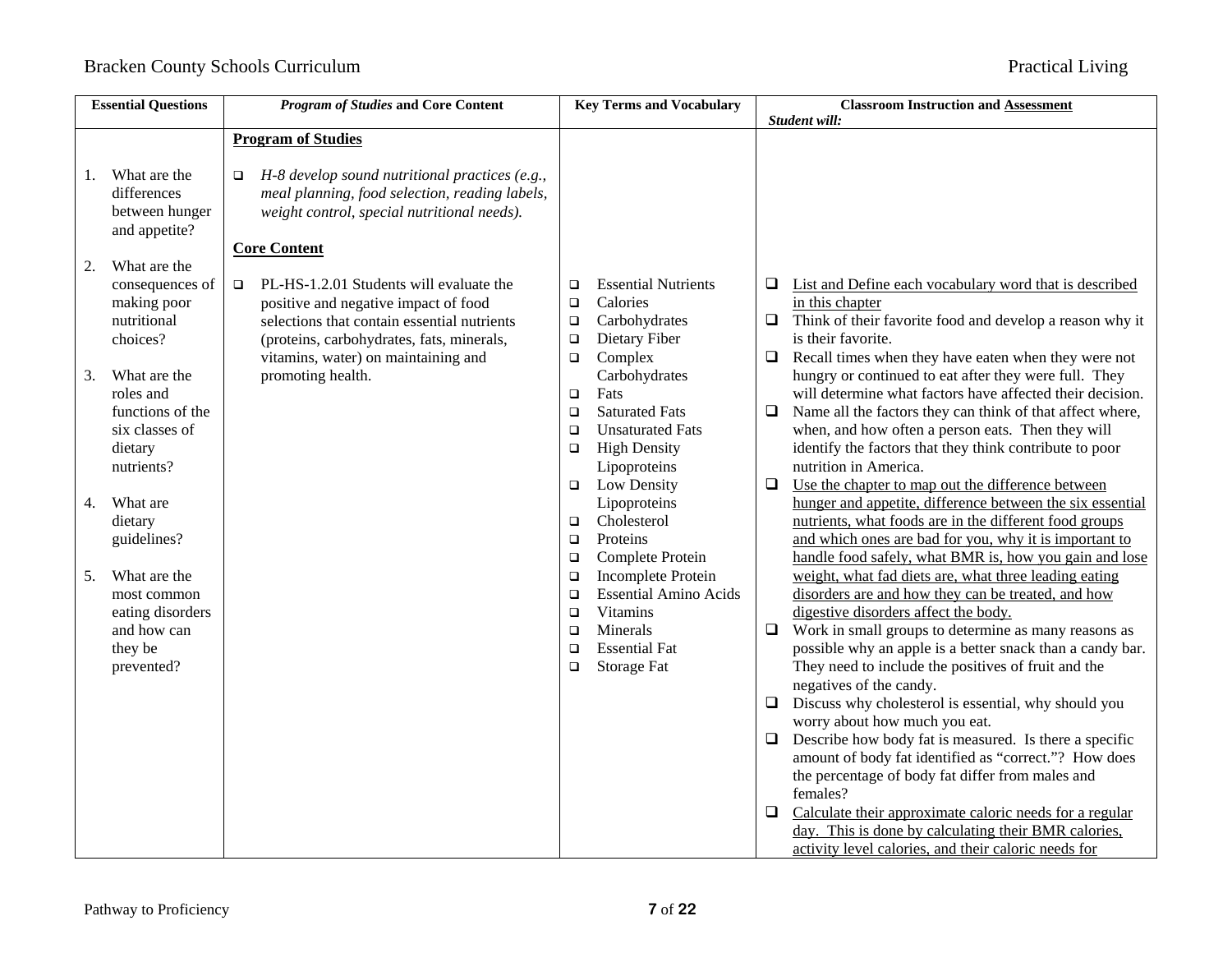| Essential Questions | *Program of Studies* and Core Content | Key Terms and Vocabulary | Classroom Instruction and Assessment<br>*Student will:* |
|---|---|---|---|
| 1. What are the differences between hunger and appetite?<br><br>2. What are the consequences of making poor nutritional choices?<br><br>3. What are the roles and functions of the six classes of dietary nutrients?<br><br>4. What are dietary guidelines?<br><br>5. What are the most common eating disorders and how can they be prevented? | **Program of Studies**<br><br>❑ *H-8 develop sound nutritional practices (e.g., meal planning, food selection, reading labels, weight control, special nutritional needs).*<br><br>**Core Content**<br><br>❑ PL-HS-1.2.01 Students will evaluate the positive and negative impact of food selections that contain essential nutrients (proteins, carbohydrates, fats, minerals, vitamins, water) on maintaining and promoting health. | ❑ Essential Nutrients<br>❑ Calories<br>❑ Carbohydrates<br>❑ Dietary Fiber<br>❑ Complex Carbohydrates<br>❑ Fats<br>❑ Saturated Fats<br>❑ Unsaturated Fats<br>❑ High Density Lipoproteins<br>❑ Low Density Lipoproteins<br>❑ Cholesterol<br>❑ Proteins<br>❑ Complete Protein<br>❑ Incomplete Protein<br>❑ Essential Amino Acids<br>❑ Vitamins<br>❑ Minerals<br>❑ Essential Fat<br>❑ Storage Fat | ❑ List and Define each vocabulary word that is described in this chapter<br>❑ Think of their favorite food and develop a reason why it is their favorite.<br>❑ Recall times when they have eaten when they were not hungry or continued to eat after they were full. They will determine what factors have affected their decision.<br>❑ Name all the factors they can think of that affect where, when, and how often a person eats. Then they will identify the factors that they think contribute to poor nutrition in America.<br>❑ Use the chapter to map out the difference between hunger and appetite, difference between the six essential nutrients, what foods are in the different food groups and which ones are bad for you, why it is important to handle food safely, what BMR is, how you gain and lose weight, what fad diets are, what three leading eating disorders are and how they can be treated, and how digestive disorders affect the body.<br>❑ Work in small groups to determine as many reasons as possible why an apple is a better snack than a candy bar. They need to include the positives of fruit and the negatives of the candy.<br>❑ Discuss why cholesterol is essential, why should you worry about how much you eat.<br>❑ Describe how body fat is measured. Is there a specific amount of body fat identified as "correct."? How does the percentage of body fat differ from males and females?<br>❑ Calculate their approximate caloric needs for a regular day. This is done by calculating their BMR calories, activity level calories, and their caloric needs for |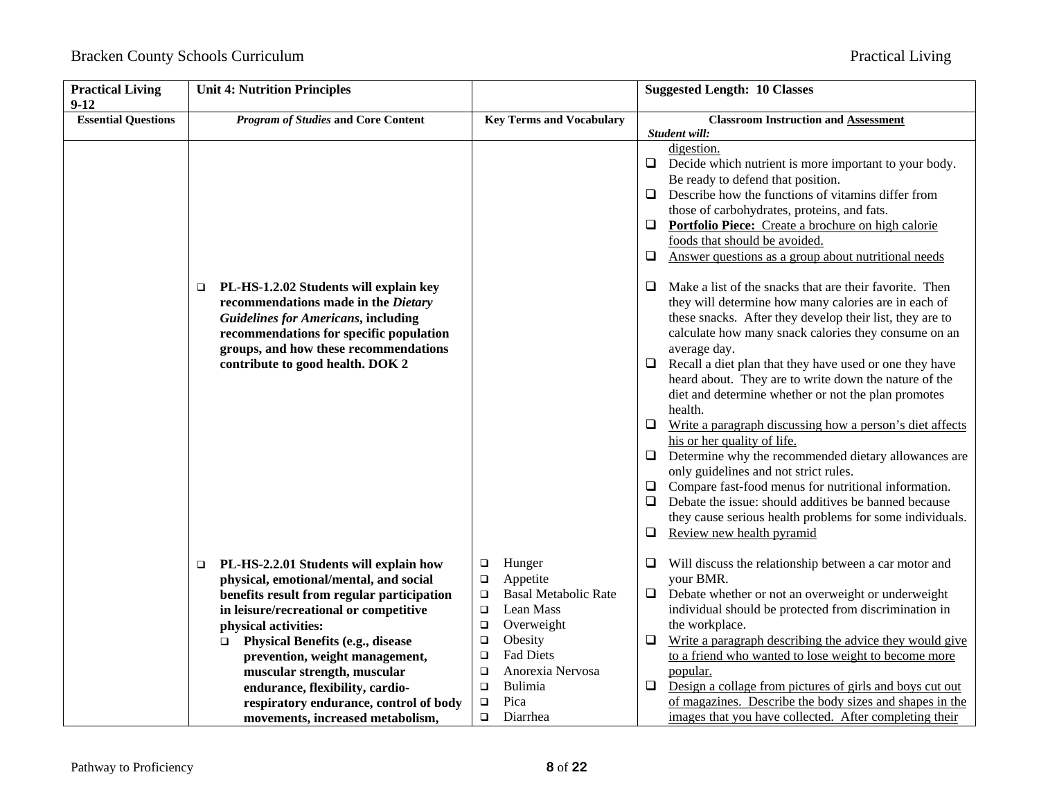| Practical Living 9-12 | Unit 4: Nutrition Principles | | Suggested Length: 10 Classes |
|---|---|---|---|
| **Essential Questions** | ***Program of Studies* and Core Content** | **Key Terms and Vocabulary** | **Classroom Instruction and Assessment** *Student will:* |
| | | | digestion.<br>❑ Decide which nutrient is more important to your body. Be ready to defend that position.<br>❑ Describe how the functions of vitamins differ from those of carbohydrates, proteins, and fats.<br>❑ **Portfolio Piece:** Create a brochure on high calorie foods that should be avoided.<br>❑ Answer questions as a group about nutritional needs |
| | ❑ **PL-HS-1.2.02 Students will explain key recommendations made in the *Dietary Guidelines for Americans*, including recommendations for specific population groups, and how these recommendations contribute to good health. DOK 2** | | ❑ Make a list of the snacks that are their favorite. Then they will determine how many calories are in each of these snacks. After they develop their list, they are to calculate how many snack calories they consume on an average day.<br>❑ Recall a diet plan that they have used or one they have heard about. They are to write down the nature of the diet and determine whether or not the plan promotes health.<br>❑ Write a paragraph discussing how a person's diet affects his or her quality of life.<br>❑ Determine why the recommended dietary allowances are only guidelines and not strict rules.<br>❑ Compare fast-food menus for nutritional information.<br>❑ Debate the issue: should additives be banned because they cause serious health problems for some individuals.<br>❑ Review new health pyramid |
| | ❑ **PL-HS-2.2.01 Students will explain how physical, emotional/mental, and social benefits result from regular participation in leisure/recreational or competitive physical activities:**<br>❑ **Physical Benefits (e.g., disease prevention, weight management, muscular strength, muscular endurance, flexibility, cardio-respiratory endurance, control of body movements, increased metabolism,** | ❑ Hunger<br>❑ Appetite<br>❑ Basal Metabolic Rate<br>❑ Lean Mass<br>❑ Overweight<br>❑ Obesity<br>❑ Fad Diets<br>❑ Anorexia Nervosa<br>❑ Bulimia<br>❑ Pica<br>❑ Diarrhea | ❑ Will discuss the relationship between a car motor and your BMR.<br>❑ Debate whether or not an overweight or underweight individual should be protected from discrimination in the workplace.<br>❑ Write a paragraph describing the advice they would give to a friend who wanted to lose weight to become more popular.<br>❑ Design a collage from pictures of girls and boys cut out of magazines. Describe the body sizes and shapes in the images that you have collected. After completing their |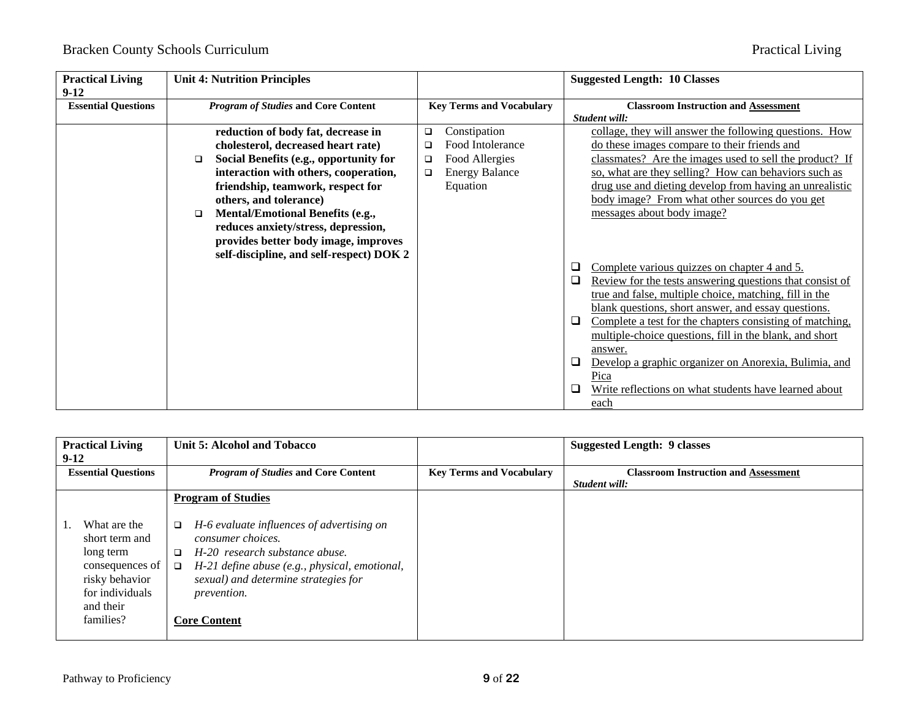| Practical Living 9-12 | Unit 4: Nutrition Principles | | Suggested Length: 10 Classes |
|---|---|---|---|
| **Essential Questions** | ***Program of Studies* and Core Content** | **Key Terms and Vocabulary** | **Classroom Instruction and Assessment** *Student will:* |
| | **reduction of body fat, decrease in cholesterol, decreased heart rate)**<br>❑ **Social Benefits (e.g., opportunity for interaction with others, cooperation, friendship, teamwork, respect for others, and tolerance)**<br>❑ **Mental/Emotional Benefits (e.g., reduces anxiety/stress, depression, provides better body image, improves self-discipline, and self-respect) DOK 2** | ❑ Constipation<br>❑ Food Intolerance<br>❑ Food Allergies<br>❑ Energy Balance Equation | collage, they will answer the following questions. How do these images compare to their friends and classmates? Are the images used to sell the product? If so, what are they selling? How can behaviors such as drug use and dieting develop from having an unrealistic body image? From what other sources do you get messages about body image?<br><br>❑ Complete various quizzes on chapter 4 and 5.<br>❑ Review for the tests answering questions that consist of true and false, multiple choice, matching, fill in the blank questions, short answer, and essay questions.<br>❑ Complete a test for the chapters consisting of matching, multiple-choice questions, fill in the blank, and short answer.<br>❑ Develop a graphic organizer on Anorexia, Bulimia, and Pica<br>❑ Write reflections on what students have learned about each |

| Practical Living 9-12 | Unit 5: Alcohol and Tobacco | | Suggested Length: 9 classes |
|---|---|---|---|
| **Essential Questions** | ***Program of Studies* and Core Content** | **Key Terms and Vocabulary** | **Classroom Instruction and Assessment** *Student will:* |
| 1. What are the short term and long term consequences of risky behavior for individuals and their families? | **Program of Studies**<br><br>❑ *H-6 evaluate influences of advertising on consumer choices.*<br>❑ *H-20 research substance abuse.*<br>❑ *H-21 define abuse (e.g., physical, emotional, sexual) and determine strategies for prevention.*<br><br>**Core Content** | | |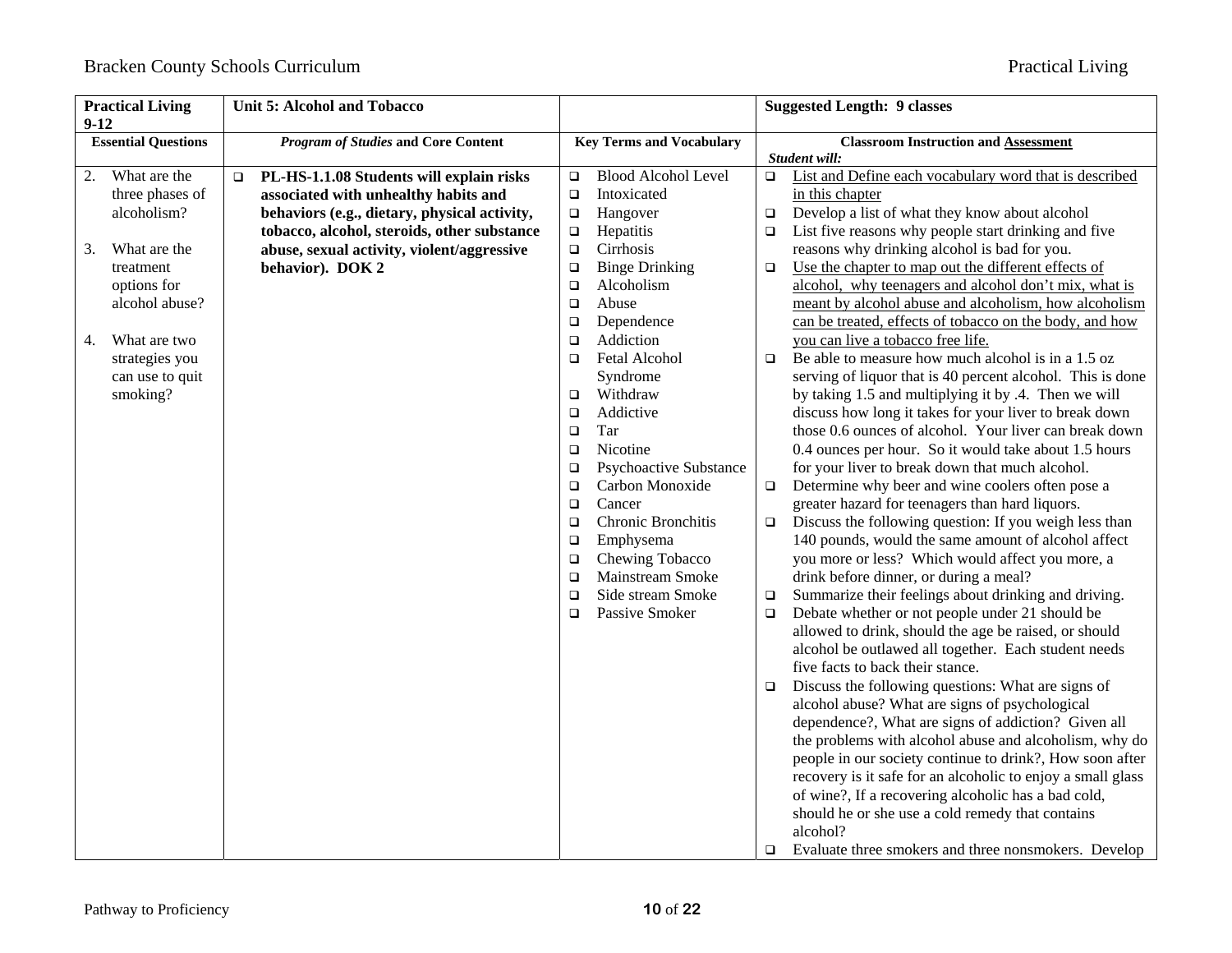| Practical Living 9-12 | Unit 5: Alcohol and Tobacco | | Suggested Length: 9 classes |
|---|---|---|---|
| **Essential Questions** | ***Program of Studies* and Core Content** | **Key Terms and Vocabulary** | **Classroom Instruction and Assessment**<br>***Student will:*** |
| 2. What are the three phases of alcoholism?<br><br>3. What are the treatment options for alcohol abuse?<br><br>4. What are two strategies you can use to quit smoking? | ❑ **PL-HS-1.1.08 Students will explain risks associated with unhealthy habits and behaviors (e.g., dietary, physical activity, tobacco, alcohol, steroids, other substance abuse, sexual activity, violent/aggressive behavior). DOK 2** | ❑ Blood Alcohol Level<br>❑ Intoxicated<br>❑ Hangover<br>❑ Hepatitis<br>❑ Cirrhosis<br>❑ Binge Drinking<br>❑ Alcoholism<br>❑ Abuse<br>❑ Dependence<br>❑ Addiction<br>❑ Fetal Alcohol Syndrome<br>❑ Withdraw<br>❑ Addictive<br>❑ Tar<br>❑ Nicotine<br>❑ Psychoactive Substance<br>❑ Carbon Monoxide<br>❑ Cancer<br>❑ Chronic Bronchitis<br>❑ Emphysema<br>❑ Chewing Tobacco<br>❑ Mainstream Smoke<br>❑ Side stream Smoke<br>❑ Passive Smoker | ❑ <u>List and Define each vocabulary word that is described in this chapter</u><br>❑ Develop a list of what they know about alcohol<br>❑ List five reasons why people start drinking and five reasons why drinking alcohol is bad for you.<br>❑ <u>Use the chapter to map out the different effects of alcohol, why teenagers and alcohol don't mix, what is meant by alcohol abuse and alcoholism, how alcoholism can be treated, effects of tobacco on the body, and how you can live a tobacco free life.</u><br>❑ Be able to measure how much alcohol is in a 1.5 oz serving of liquor that is 40 percent alcohol. This is done by taking 1.5 and multiplying it by .4. Then we will discuss how long it takes for your liver to break down those 0.6 ounces of alcohol. Your liver can break down 0.4 ounces per hour. So it would take about 1.5 hours for your liver to break down that much alcohol.<br>❑ Determine why beer and wine coolers often pose a greater hazard for teenagers than hard liquors.<br>❑ Discuss the following question: If you weigh less than 140 pounds, would the same amount of alcohol affect you more or less? Which would affect you more, a drink before dinner, or during a meal?<br>❑ Summarize their feelings about drinking and driving.<br>❑ Debate whether or not people under 21 should be allowed to drink, should the age be raised, or should alcohol be outlawed all together. Each student needs five facts to back their stance.<br>❑ Discuss the following questions: What are signs of alcohol abuse? What are signs of psychological dependence?, What are signs of addiction? Given all the problems with alcohol abuse and alcoholism, why do people in our society continue to drink?, How soon after recovery is it safe for an alcoholic to enjoy a small glass of wine?, If a recovering alcoholic has a bad cold, should he or she use a cold remedy that contains alcohol?<br>❑ Evaluate three smokers and three nonsmokers. Develop |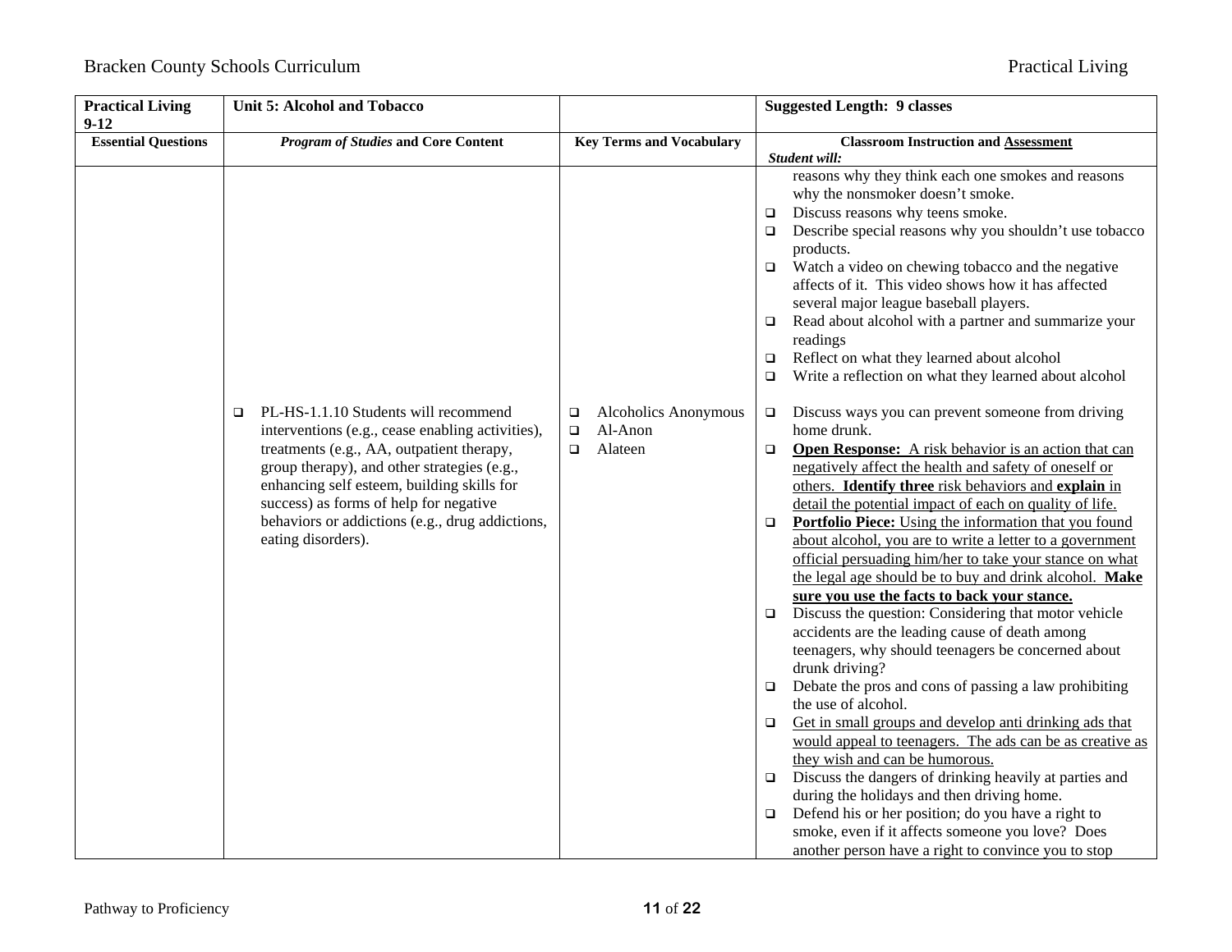| Practical Living 9-12 | Unit 5: Alcohol and Tobacco | | Suggested Length: 9 classes |
|---|---|---|---|
| **Essential Questions** | ***Program of Studies* and Core Content** | **Key Terms and Vocabulary** | **Classroom Instruction and Assessment**<br>***Student will:*** |
| | | | reasons why they think each one smokes and reasons why the nonsmoker doesn't smoke.<br>❑ Discuss reasons why teens smoke.<br>❑ Describe special reasons why you shouldn't use tobacco products.<br>❑ Watch a video on chewing tobacco and the negative affects of it. This video shows how it has affected several major league baseball players.<br>❑ Read about alcohol with a partner and summarize your readings<br>❑ Reflect on what they learned about alcohol<br>❑ Write a reflection on what they learned about alcohol |
| | ❑ PL-HS-1.1.10 Students will recommend interventions (e.g., cease enabling activities), treatments (e.g., AA, outpatient therapy, group therapy), and other strategies (e.g., enhancing self esteem, building skills for success) as forms of help for negative behaviors or addictions (e.g., drug addictions, eating disorders). | ❑ Alcoholics Anonymous<br>❑ Al-Anon<br>❑ Alateen | ❑ Discuss ways you can prevent someone from driving home drunk.<br>❑ <u>**Open Response:** A risk behavior is an action that can negatively affect the health and safety of oneself or others. **Identify three** risk behaviors and **explain** in detail the potential impact of each on quality of life.</u><br>❑ <u>**Portfolio Piece:** Using the information that you found about alcohol, you are to write a letter to a government official persuading him/her to take your stance on what the legal age should be to buy and drink alcohol. **Make sure you use the facts to back your stance.**</u><br>❑ Discuss the question: Considering that motor vehicle accidents are the leading cause of death among teenagers, why should teenagers be concerned about drunk driving?<br>❑ Debate the pros and cons of passing a law prohibiting the use of alcohol.<br>❑ <u>Get in small groups and develop anti drinking ads that would appeal to teenagers. The ads can be as creative as they wish and can be humorous.</u><br>❑ Discuss the dangers of drinking heavily at parties and during the holidays and then driving home.<br>❑ Defend his or her position; do you have a right to smoke, even if it affects someone you love? Does another person have a right to convince you to stop |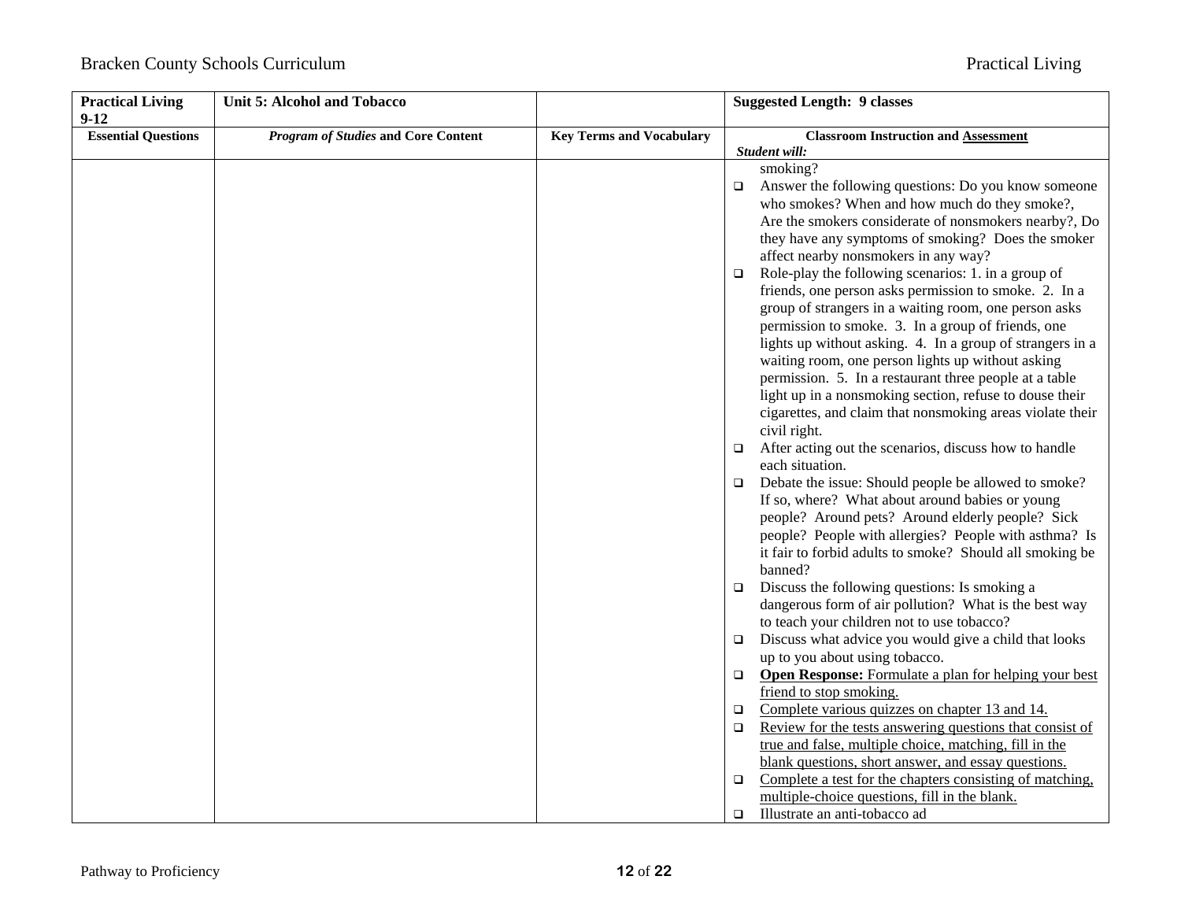| Practical Living 9-12 | Unit 5: Alcohol and Tobacco | | Suggested Length: 9 classes |
|---|---|---|---|
| **Essential Questions** | ***Program of Studies* and Core Content** | **Key Terms and Vocabulary** | **Classroom Instruction and Assessment** *Student will:* |
| | | | smoking?<br>❑ Answer the following questions: Do you know someone who smokes? When and how much do they smoke?, Are the smokers considerate of nonsmokers nearby?, Do they have any symptoms of smoking? Does the smoker affect nearby nonsmokers in any way?<br>❑ Role-play the following scenarios: 1. in a group of friends, one person asks permission to smoke. 2. In a group of strangers in a waiting room, one person asks permission to smoke. 3. In a group of friends, one lights up without asking. 4. In a group of strangers in a waiting room, one person lights up without asking permission. 5. In a restaurant three people at a table light up in a nonsmoking section, refuse to douse their cigarettes, and claim that nonsmoking areas violate their civil right.<br>❑ After acting out the scenarios, discuss how to handle each situation.<br>❑ Debate the issue: Should people be allowed to smoke? If so, where? What about around babies or young people? Around pets? Around elderly people? Sick people? People with allergies? People with asthma? Is it fair to forbid adults to smoke? Should all smoking be banned?<br>❑ Discuss the following questions: Is smoking a dangerous form of air pollution? What is the best way to teach your children not to use tobacco?<br>❑ Discuss what advice you would give a child that looks up to you about using tobacco.<br>❑ **Open Response:** Formulate a plan for helping your best friend to stop smoking.<br>❑ Complete various quizzes on chapter 13 and 14.<br>❑ Review for the tests answering questions that consist of true and false, multiple choice, matching, fill in the blank questions, short answer, and essay questions.<br>❑ Complete a test for the chapters consisting of matching, multiple-choice questions, fill in the blank.<br>❑ Illustrate an anti-tobacco ad |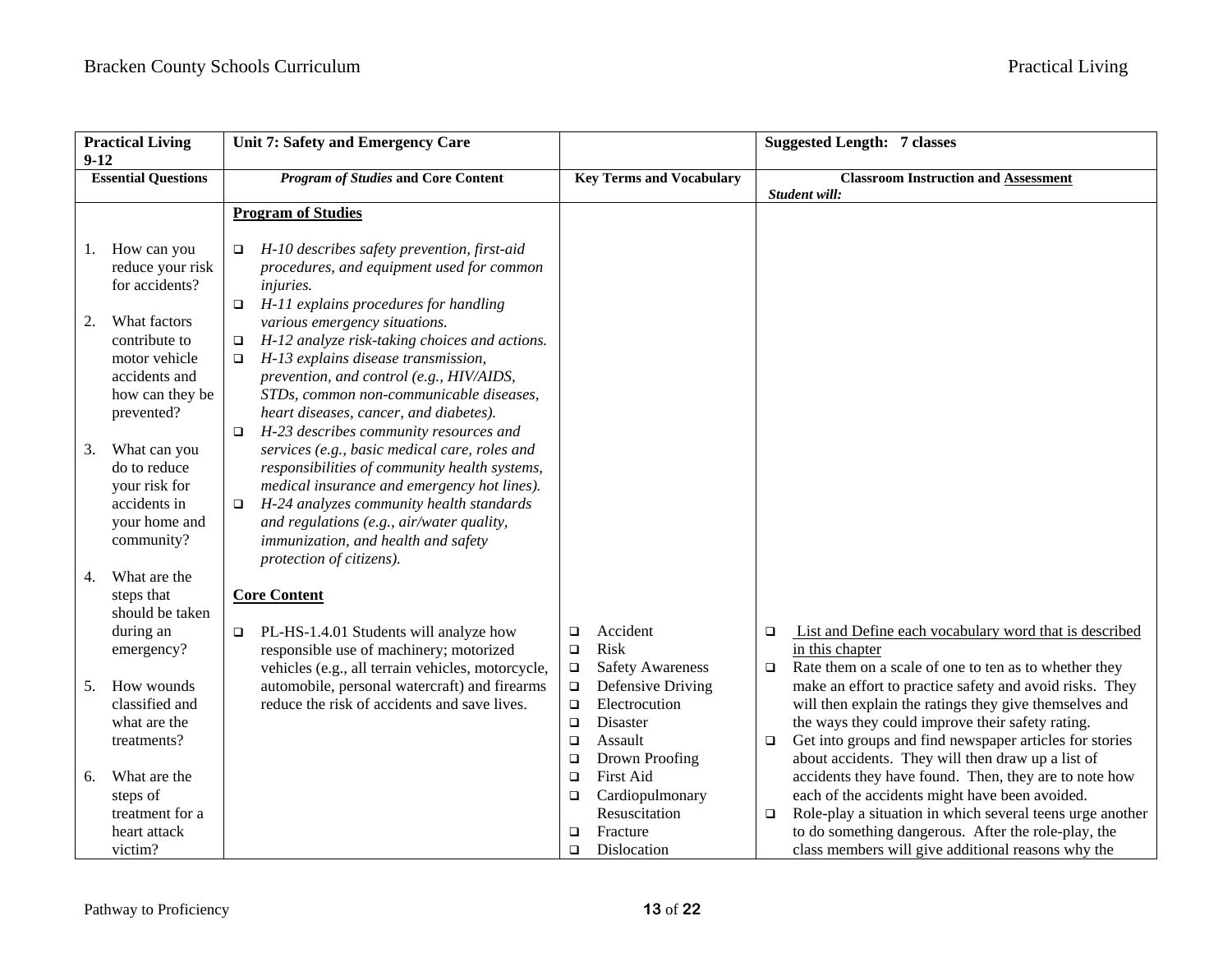| Practical Living 9-12 | Unit 7: Safety and Emergency Care | | Suggested Length: 7 classes |
|---|---|---|---|
| **Essential Questions** | ***Program of Studies* and Core Content** | **Key Terms and Vocabulary** | **Classroom Instruction and Assessment** *Student will:* |
| 1. How can you reduce your risk for accidents?<br><br>2. What factors contribute to motor vehicle accidents and how can they be prevented?<br><br>3. What can you do to reduce your risk for accidents in your home and community?<br><br>4. What are the steps that should be taken during an emergency?<br><br>5. How wounds classified and what are the treatments?<br><br>6. What are the steps of treatment for a heart attack victim? | **Program of Studies**<br><br>❑ *H-10 describes safety prevention, first-aid procedures, and equipment used for common injuries.*<br>❑ *H-11 explains procedures for handling various emergency situations.*<br>❑ *H-12 analyze risk-taking choices and actions.*<br>❑ *H-13 explains disease transmission, prevention, and control (e.g., HIV/AIDS, STDs, common non-communicable diseases, heart diseases, cancer, and diabetes).*<br>❑ *H-23 describes community resources and services (e.g., basic medical care, roles and responsibilities of community health systems, medical insurance and emergency hot lines).*<br>❑ *H-24 analyzes community health standards and regulations (e.g., air/water quality, immunization, and health and safety protection of citizens).*<br><br>**Core Content**<br><br>❑ PL-HS-1.4.01 Students will analyze how responsible use of machinery; motorized vehicles (e.g., all terrain vehicles, motorcycle, automobile, personal watercraft) and firearms reduce the risk of accidents and save lives. | ❑ Accident<br>❑ Risk<br>❑ Safety Awareness<br>❑ Defensive Driving<br>❑ Electrocution<br>❑ Disaster<br>❑ Assault<br>❑ Drown Proofing<br>❑ First Aid<br>❑ Cardiopulmonary Resuscitation<br>❑ Fracture<br>❑ Dislocation | ❑ List and Define each vocabulary word that is described in this chapter<br>❑ Rate them on a scale of one to ten as to whether they make an effort to practice safety and avoid risks. They will then explain the ratings they give themselves and the ways they could improve their safety rating.<br>❑ Get into groups and find newspaper articles for stories about accidents. They will then draw up a list of accidents they have found. Then, they are to note how each of the accidents might have been avoided.<br>❑ Role-play a situation in which several teens urge another to do something dangerous. After the role-play, the class members will give additional reasons why the |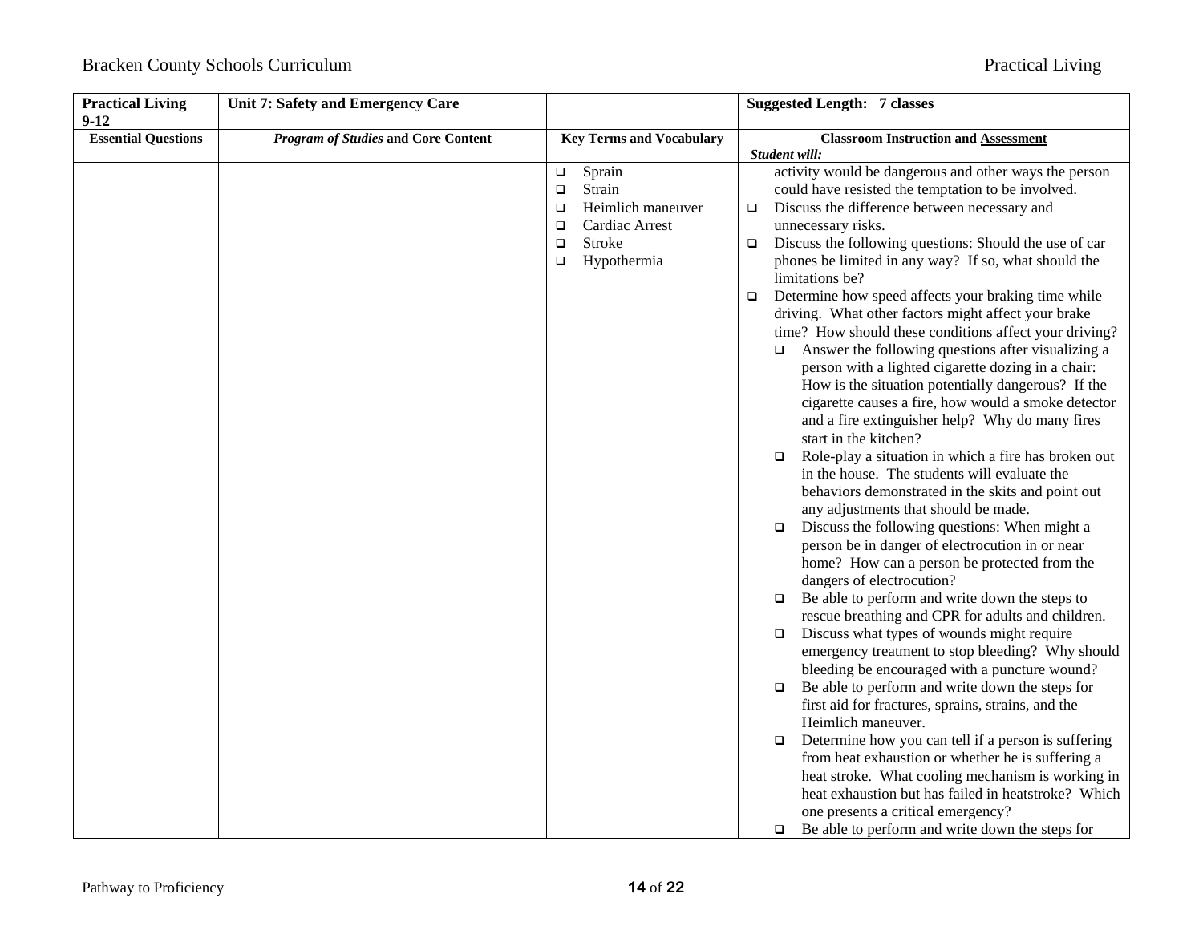| Practical Living 9-12 | Unit 7: Safety and Emergency Care | | Suggested Length: 7 classes |
|---|---|---|---|
| **Essential Questions** | ***Program of Studies* and Core Content** | **Key Terms and Vocabulary** | **Classroom Instruction and Assessment** *Student will:* |
| | | ❑ Sprain<br>❑ Strain<br>❑ Heimlich maneuver<br>❑ Cardiac Arrest<br>❑ Stroke<br>❑ Hypothermia | activity would be dangerous and other ways the person could have resisted the temptation to be involved.<br>❑ Discuss the difference between necessary and unnecessary risks.<br>❑ Discuss the following questions: Should the use of car phones be limited in any way? If so, what should the limitations be?<br>❑ Determine how speed affects your braking time while driving. What other factors might affect your brake time? How should these conditions affect your driving?<br>❑ Answer the following questions after visualizing a person with a lighted cigarette dozing in a chair: How is the situation potentially dangerous? If the cigarette causes a fire, how would a smoke detector and a fire extinguisher help? Why do many fires start in the kitchen?<br>❑ Role-play a situation in which a fire has broken out in the house. The students will evaluate the behaviors demonstrated in the skits and point out any adjustments that should be made.<br>❑ Discuss the following questions: When might a person be in danger of electrocution in or near home? How can a person be protected from the dangers of electrocution?<br>❑ Be able to perform and write down the steps to rescue breathing and CPR for adults and children.<br>❑ Discuss what types of wounds might require emergency treatment to stop bleeding? Why should bleeding be encouraged with a puncture wound?<br>❑ Be able to perform and write down the steps for first aid for fractures, sprains, strains, and the Heimlich maneuver.<br>❑ Determine how you can tell if a person is suffering from heat exhaustion or whether he is suffering a heat stroke. What cooling mechanism is working in heat exhaustion but has failed in heatstroke? Which one presents a critical emergency?<br>❑ Be able to perform and write down the steps for |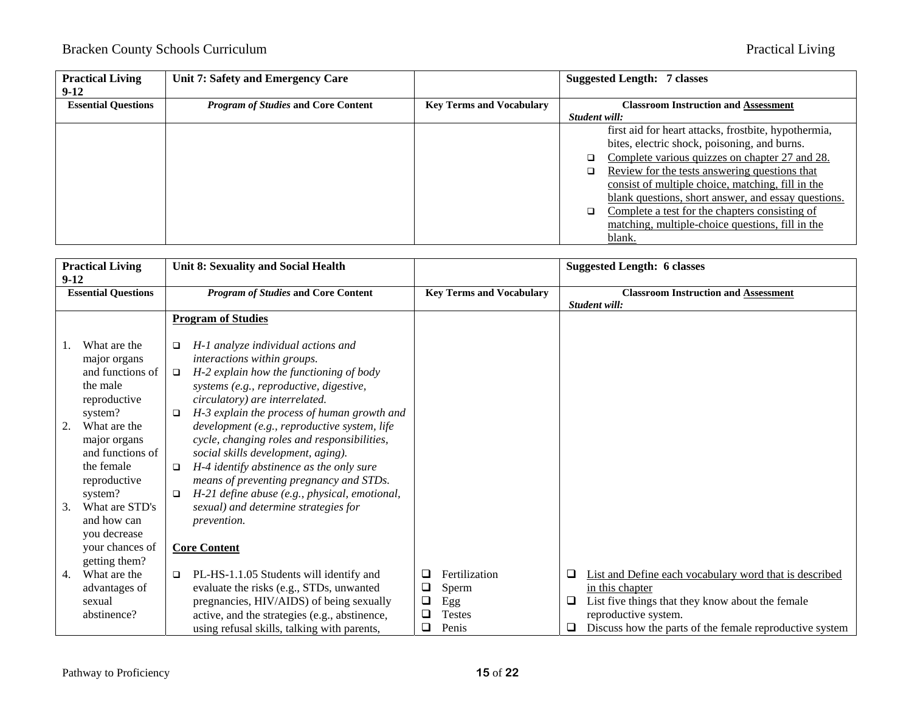| Practical Living 9-12 | Unit 7: Safety and Emergency Care | | Suggested Length: 7 classes |
|---|---|---|---|
| **Essential Questions** | ***Program of Studies* and Core Content** | **Key Terms and Vocabulary** | **Classroom Instruction and Assessment** *Student will:* |
| | | | first aid for heart attacks, frostbite, hypothermia, bites, electric shock, poisoning, and burns.<br>❑ Complete various quizzes on chapter 27 and 28.<br>❑ Review for the tests answering questions that consist of multiple choice, matching, fill in the blank questions, short answer, and essay questions.<br>❑ Complete a test for the chapters consisting of matching, multiple-choice questions, fill in the blank. |

| Practical Living 9-12 | Unit 8: Sexuality and Social Health | | Suggested Length: 6 classes |
|---|---|---|---|
| **Essential Questions** | ***Program of Studies* and Core Content** | **Key Terms and Vocabulary** | **Classroom Instruction and Assessment** *Student will:* |
| 1. What are the major organs and functions of the male reproductive system?<br>2. What are the major organs and functions of the female reproductive system?<br>3. What are STD's and how can you decrease your chances of getting them?<br>4. What are the advantages of sexual abstinence? | **Program of Studies**<br>❑ *H-1 analyze individual actions and interactions within groups.*<br>❑ *H-2 explain how the functioning of body systems (e.g., reproductive, digestive, circulatory) are interrelated.*<br>❑ *H-3 explain the process of human growth and development (e.g., reproductive system, life cycle, changing roles and responsibilities, social skills development, aging).*<br>❑ *H-4 identify abstinence as the only sure means of preventing pregnancy and STDs.*<br>❑ *H-21 define abuse (e.g., physical, emotional, sexual) and determine strategies for prevention.*<br><br>**Core Content**<br>❑ PL-HS-1.1.05 Students will identify and evaluate the risks (e.g., STDs, unwanted pregnancies, HIV/AIDS) of being sexually active, and the strategies (e.g., abstinence, using refusal skills, talking with parents, | ❑ Fertilization<br>❑ Sperm<br>❑ Egg<br>❑ Testes<br>❑ Penis | ❑ List and Define each vocabulary word that is described in this chapter<br>❑ List five things that they know about the female reproductive system.<br>❑ Discuss how the parts of the female reproductive system |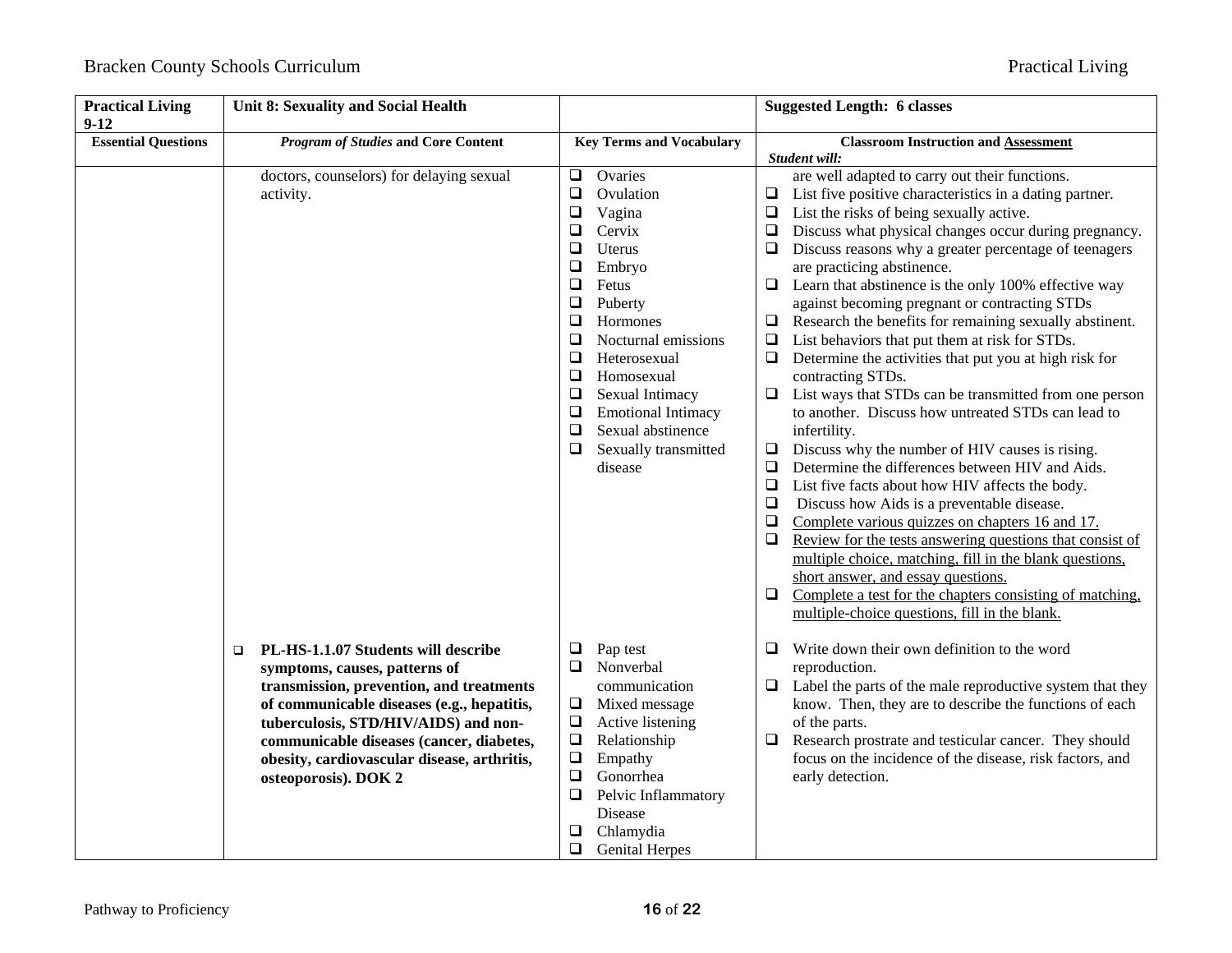| Practical Living 9-12 | Unit 8: Sexuality and Social Health | | Suggested Length: 6 classes |
|---|---|---|---|
| **Essential Questions** | ***Program of Studies* and Core Content** | **Key Terms and Vocabulary** | **Classroom Instruction and Assessment** *Student will:* |
| | doctors, counselors) for delaying sexual activity. | ❑ Ovaries<br>❑ Ovulation<br>❑ Vagina<br>❑ Cervix<br>❑ Uterus<br>❑ Embryo<br>❑ Fetus<br>❑ Puberty<br>❑ Hormones<br>❑ Nocturnal emissions<br>❑ Heterosexual<br>❑ Homosexual<br>❑ Sexual Intimacy<br>❑ Emotional Intimacy<br>❑ Sexual abstinence<br>❑ Sexually transmitted disease | are well adapted to carry out their functions.<br>❑ List five positive characteristics in a dating partner.<br>❑ List the risks of being sexually active.<br>❑ Discuss what physical changes occur during pregnancy.<br>❑ Discuss reasons why a greater percentage of teenagers are practicing abstinence.<br>❑ Learn that abstinence is the only 100% effective way against becoming pregnant or contracting STDs<br>❑ Research the benefits for remaining sexually abstinent.<br>❑ List behaviors that put them at risk for STDs.<br>❑ Determine the activities that put you at high risk for contracting STDs.<br>❑ List ways that STDs can be transmitted from one person to another. Discuss how untreated STDs can lead to infertility.<br>❑ Discuss why the number of HIV causes is rising.<br>❑ Determine the differences between HIV and Aids.<br>❑ List five facts about how HIV affects the body.<br>❑ Discuss how Aids is a preventable disease.<br>❑ Complete various quizzes on chapters 16 and 17.<br>❑ Review for the tests answering questions that consist of multiple choice, matching, fill in the blank questions, short answer, and essay questions.<br>❑ Complete a test for the chapters consisting of matching, multiple-choice questions, fill in the blank. |
| | ❑ **PL-HS-1.1.07 Students will describe symptoms, causes, patterns of transmission, prevention, and treatments of communicable diseases (e.g., hepatitis, tuberculosis, STD/HIV/AIDS) and non-communicable diseases (cancer, diabetes, obesity, cardiovascular disease, arthritis, osteoporosis). DOK 2** | ❑ Pap test<br>❑ Nonverbal communication<br>❑ Mixed message<br>❑ Active listening<br>❑ Relationship<br>❑ Empathy<br>❑ Gonorrhea<br>❑ Pelvic Inflammatory Disease<br>❑ Chlamydia<br>❑ Genital Herpes | ❑ Write down their own definition to the word reproduction.<br>❑ Label the parts of the male reproductive system that they know. Then, they are to describe the functions of each of the parts.<br>❑ Research prostrate and testicular cancer. They should focus on the incidence of the disease, risk factors, and early detection. |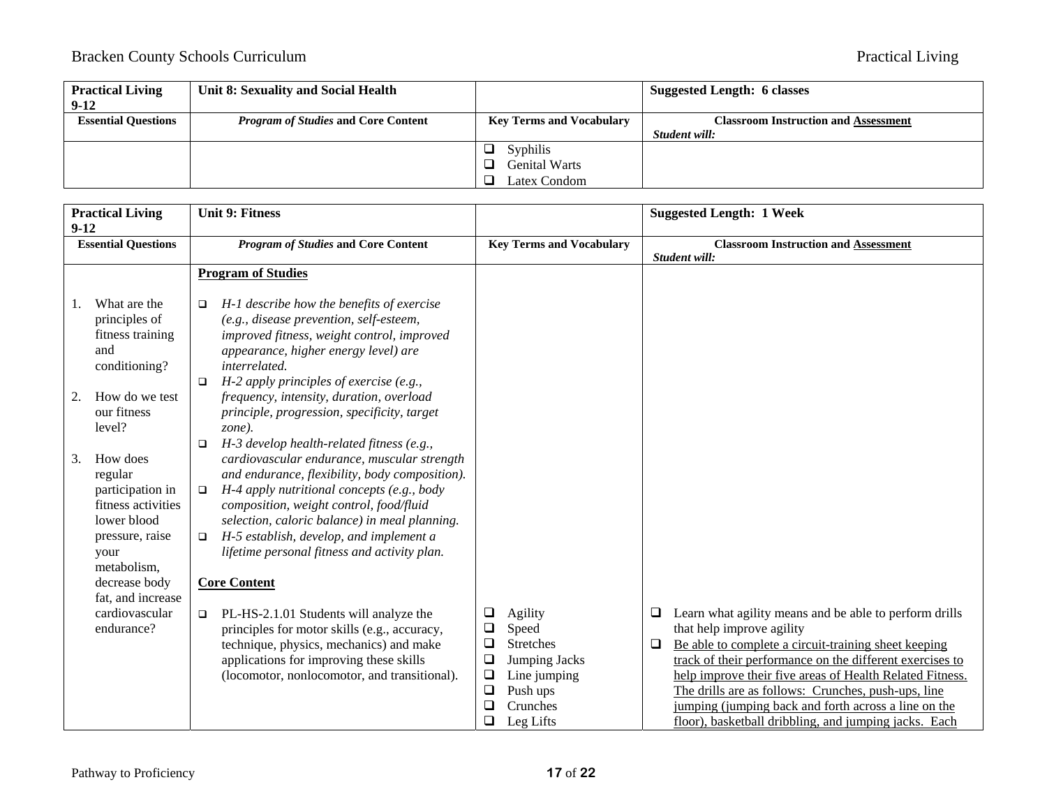| Practical Living 9-12 | Unit 8: Sexuality and Social Health | | Suggested Length: 6 classes |
|---|---|---|---|
| **Essential Questions** | ***Program of Studies* and Core Content** | **Key Terms and Vocabulary** | **Classroom Instruction and Assessment** *Student will:* |
| | | ❑ Syphilis<br>❑ Genital Warts<br>❑ Latex Condom | |

| Practical Living 9-12 | Unit 9: Fitness | | Suggested Length: 1 Week |
|---|---|---|---|
| **Essential Questions** | ***Program of Studies* and Core Content** | **Key Terms and Vocabulary** | **Classroom Instruction and Assessment** *Student will:* |
| 1. What are the principles of fitness training and conditioning?<br><br>2. How do we test our fitness level?<br><br>3. How does regular participation in fitness activities lower blood pressure, raise your metabolism, decrease body fat, and increase cardiovascular endurance? | **<u>Program of Studies</u>**<br><br>❑ *H-1 describe how the benefits of exercise (e.g., disease prevention, self-esteem, improved fitness, weight control, improved appearance, higher energy level) are interrelated.*<br>❑ *H-2 apply principles of exercise (e.g., frequency, intensity, duration, overload principle, progression, specificity, target zone).*<br>❑ *H-3 develop health-related fitness (e.g., cardiovascular endurance, muscular strength and endurance, flexibility, body composition).*<br>❑ *H-4 apply nutritional concepts (e.g., body composition, weight control, food/fluid selection, caloric balance) in meal planning.*<br>❑ *H-5 establish, develop, and implement a lifetime personal fitness and activity plan.*<br><br>**<u>Core Content</u>**<br><br>❑ PL-HS-2.1.01 Students will analyze the principles for motor skills (e.g., accuracy, technique, physics, mechanics) and make applications for improving these skills (locomotor, nonlocomotor, and transitional). | ❑ Agility<br>❑ Speed<br>❑ Stretches<br>❑ Jumping Jacks<br>❑ Line jumping<br>❑ Push ups<br>❑ Crunches<br>❑ Leg Lifts | ❑ Learn what agility means and be able to perform drills that help improve agility<br>❑ <u>Be able to complete a circuit-training sheet keeping track of their performance on the different exercises to help improve their five areas of Health Related Fitness. The drills are as follows: Crunches, push-ups, line jumping (jumping back and forth across a line on the floor), basketball dribbling, and jumping jacks. Each</u> |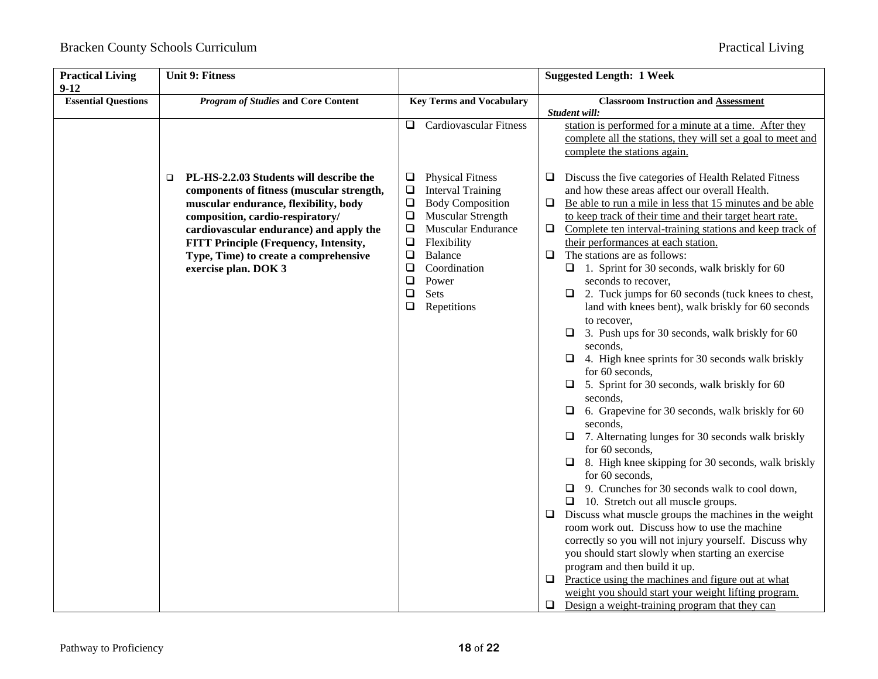| Practical Living 9-12 | Unit 9: Fitness | | Suggested Length: 1 Week |
|---|---|---|---|
| **Essential Questions** | ***Program of Studies* and Core Content** | **Key Terms and Vocabulary** | **Classroom Instruction and Assessment** *Student will:* |
| | | ❑ Cardiovascular Fitness | station is performed for a minute at a time. After they complete all the stations, they will set a goal to meet and complete the stations again. |
| | ❑ **PL-HS-2.2.03 Students will describe the components of fitness (muscular strength, muscular endurance, flexibility, body composition, cardio-respiratory/ cardiovascular endurance) and apply the FITT Principle (Frequency, Intensity, Type, Time) to create a comprehensive exercise plan. DOK 3** | ❑ Physical Fitness<br>❑ Interval Training<br>❑ Body Composition<br>❑ Muscular Strength<br>❑ Muscular Endurance<br>❑ Flexibility<br>❑ Balance<br>❑ Coordination<br>❑ Power<br>❑ Sets<br>❑ Repetitions | ❑ Discuss the five categories of Health Related Fitness and how these areas affect our overall Health.<br>❑ Be able to run a mile in less that 15 minutes and be able to keep track of their time and their target heart rate.<br>❑ Complete ten interval-training stations and keep track of their performances at each station.<br>❑ The stations are as follows:<br>❑ 1. Sprint for 30 seconds, walk briskly for 60 seconds to recover,<br>❑ 2. Tuck jumps for 60 seconds (tuck knees to chest, land with knees bent), walk briskly for 60 seconds to recover,<br>❑ 3. Push ups for 30 seconds, walk briskly for 60 seconds,<br>❑ 4. High knee sprints for 30 seconds walk briskly for 60 seconds,<br>❑ 5. Sprint for 30 seconds, walk briskly for 60 seconds,<br>❑ 6. Grapevine for 30 seconds, walk briskly for 60 seconds,<br>❑ 7. Alternating lunges for 30 seconds walk briskly for 60 seconds,<br>❑ 8. High knee skipping for 30 seconds, walk briskly for 60 seconds,<br>❑ 9. Crunches for 30 seconds walk to cool down,<br>❑ 10. Stretch out all muscle groups.<br>❑ Discuss what muscle groups the machines in the weight room work out. Discuss how to use the machine correctly so you will not injury yourself. Discuss why you should start slowly when starting an exercise program and then build it up.<br>❑ Practice using the machines and figure out at what weight you should start your weight lifting program.<br>❑ Design a weight-training program that they can |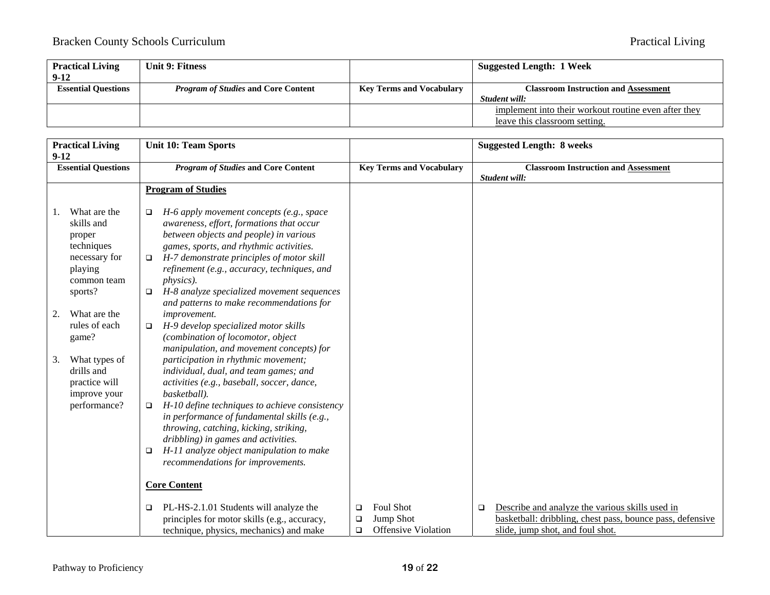| Practical Living 9-12 | Unit 9: Fitness | | Suggested Length: 1 Week |
| --- | --- | --- | --- |
| **Essential Questions** | ***Program of Studies* and Core Content** | **Key Terms and Vocabulary** | **Classroom Instruction and Assessment** *Student will:* |
| | | | implement into their workout routine even after they leave this classroom setting. |

| Practical Living 9-12 | Unit 10: Team Sports | | Suggested Length: 8 weeks |
| --- | --- | --- | --- |
| **Essential Questions** | ***Program of Studies* and Core Content** | **Key Terms and Vocabulary** | **Classroom Instruction and Assessment** *Student will:* |
| 1. What are the skills and proper techniques necessary for playing common team sports?<br><br>2. What are the rules of each game?<br><br>3. What types of drills and practice will improve your performance? | **Program of Studies**<br><br>❑ *H-6 apply movement concepts (e.g., space awareness, effort, formations that occur between objects and people) in various games, sports, and rhythmic activities.*<br>❑ *H-7 demonstrate principles of motor skill refinement (e.g., accuracy, techniques, and physics).*<br>❑ *H-8 analyze specialized movement sequences and patterns to make recommendations for improvement.*<br>❑ *H-9 develop specialized motor skills (combination of locomotor, object manipulation, and movement concepts) for participation in rhythmic movement; individual, dual, and team games; and activities (e.g., baseball, soccer, dance, basketball).*<br>❑ *H-10 define techniques to achieve consistency in performance of fundamental skills (e.g., throwing, catching, kicking, striking, dribbling) in games and activities.*<br>❑ *H-11 analyze object manipulation to make recommendations for improvements.* | | |
| | **Core Content**<br><br>❑ PL-HS-2.1.01 Students will analyze the principles for motor skills (e.g., accuracy, technique, physics, mechanics) and make | ❑ Foul Shot<br>❑ Jump Shot<br>❑ Offensive Violation | ❑ Describe and analyze the various skills used in basketball: dribbling, chest pass, bounce pass, defensive slide, jump shot, and foul shot. |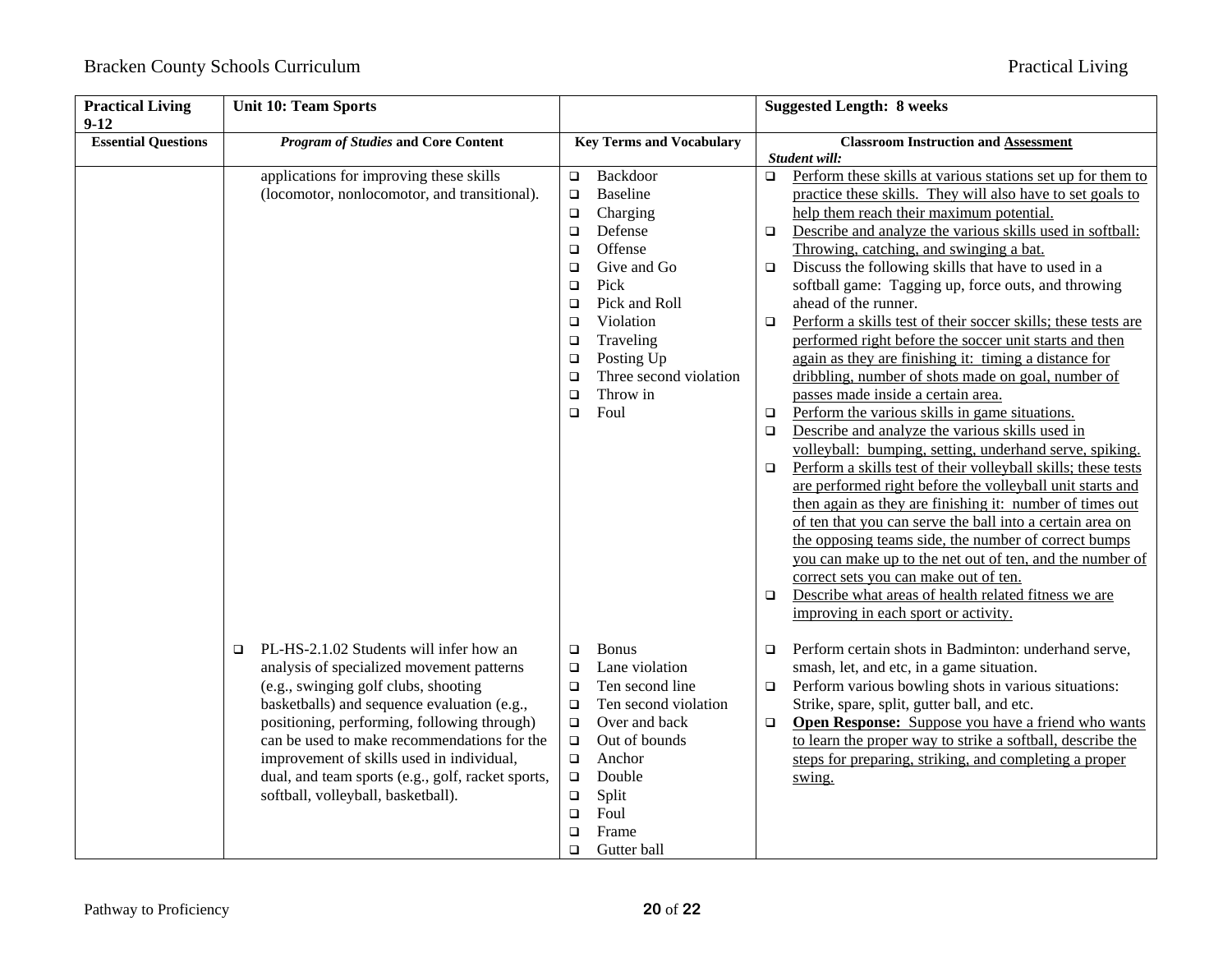| Practical Living 9-12 | Unit 10: Team Sports | | Suggested Length: 8 weeks |
|---|---|---|---|
| **Essential Questions** | ***Program of Studies* and Core Content** | **Key Terms and Vocabulary** | **Classroom Instruction and Assessment**<br>***Student will:*** |
| | applications for improving these skills (locomotor, nonlocomotor, and transitional). | ❑ Backdoor<br>❑ Baseline<br>❑ Charging<br>❑ Defense<br>❑ Offense<br>❑ Give and Go<br>❑ Pick<br>❑ Pick and Roll<br>❑ Violation<br>❑ Traveling<br>❑ Posting Up<br>❑ Three second violation<br>❑ Throw in<br>❑ Foul | ❑ Perform these skills at various stations set up for them to practice these skills. They will also have to set goals to help them reach their maximum potential.<br>❑ Describe and analyze the various skills used in softball: Throwing, catching, and swinging a bat.<br>❑ Discuss the following skills that have to used in a softball game: Tagging up, force outs, and throwing ahead of the runner.<br>❑ Perform a skills test of their soccer skills; these tests are performed right before the soccer unit starts and then again as they are finishing it: timing a distance for dribbling, number of shots made on goal, number of passes made inside a certain area.<br>❑ Perform the various skills in game situations.<br>❑ Describe and analyze the various skills used in volleyball: bumping, setting, underhand serve, spiking.<br>❑ Perform a skills test of their volleyball skills; these tests are performed right before the volleyball unit starts and then again as they are finishing it: number of times out of ten that you can serve the ball into a certain area on the opposing teams side, the number of correct bumps you can make up to the net out of ten, and the number of correct sets you can make out of ten.<br>❑ Describe what areas of health related fitness we are improving in each sport or activity. |
| | ❑ PL-HS-2.1.02 Students will infer how an analysis of specialized movement patterns (e.g., swinging golf clubs, shooting basketballs) and sequence evaluation (e.g., positioning, performing, following through) can be used to make recommendations for the improvement of skills used in individual, dual, and team sports (e.g., golf, racket sports, softball, volleyball, basketball). | ❑ Bonus<br>❑ Lane violation<br>❑ Ten second line<br>❑ Ten second violation<br>❑ Over and back<br>❑ Out of bounds<br>❑ Anchor<br>❑ Double<br>❑ Split<br>❑ Foul<br>❑ Frame<br>❑ Gutter ball | ❑ Perform certain shots in Badminton: underhand serve, smash, let, and etc, in a game situation.<br>❑ Perform various bowling shots in various situations: Strike, spare, split, gutter ball, and etc.<br>❑ **Open Response:** Suppose you have a friend who wants to learn the proper way to strike a softball, describe the steps for preparing, striking, and completing a proper swing. |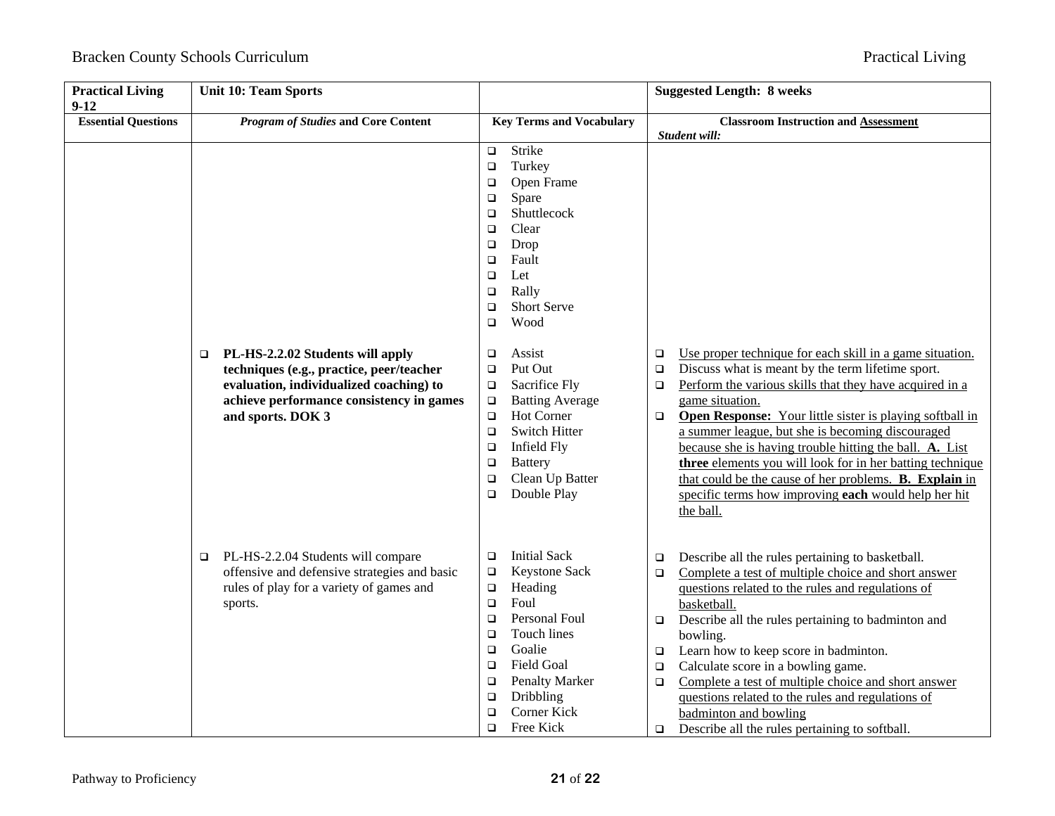| Practical Living 9-12 | Unit 10: Team Sports | | Suggested Length: 8 weeks |
|---|---|---|---|
| **Essential Questions** | ***Program of Studies* and Core Content** | **Key Terms and Vocabulary** | **Classroom Instruction and Assessment** *Student will:* |
| | | ❑ Strike<br>❑ Turkey<br>❑ Open Frame<br>❑ Spare<br>❑ Shuttlecock<br>❑ Clear<br>❑ Drop<br>❑ Fault<br>❑ Let<br>❑ Rally<br>❑ Short Serve<br>❑ Wood | |
| | ❑ **PL-HS-2.2.02 Students will apply techniques (e.g., practice, peer/teacher evaluation, individualized coaching) to achieve performance consistency in games and sports. DOK 3** | ❑ Assist<br>❑ Put Out<br>❑ Sacrifice Fly<br>❑ Batting Average<br>❑ Hot Corner<br>❑ Switch Hitter<br>❑ Infield Fly<br>❑ Battery<br>❑ Clean Up Batter<br>❑ Double Play | ❑ Use proper technique for each skill in a game situation.<br>❑ Discuss what is meant by the term lifetime sport.<br>❑ Perform the various skills that they have acquired in a game situation.<br>❑ **Open Response:** Your little sister is playing softball in a summer league, but she is becoming discouraged because she is having trouble hitting the ball. **A.** List **three** elements you will look for in her batting technique that could be the cause of her problems. **B. Explain** in specific terms how improving **each** would help her hit the ball. |
| | ❑ PL-HS-2.2.04 Students will compare offensive and defensive strategies and basic rules of play for a variety of games and sports. | ❑ Initial Sack<br>❑ Keystone Sack<br>❑ Heading<br>❑ Foul<br>❑ Personal Foul<br>❑ Touch lines<br>❑ Goalie<br>❑ Field Goal<br>❑ Penalty Marker<br>❑ Dribbling<br>❑ Corner Kick<br>❑ Free Kick | ❑ Describe all the rules pertaining to basketball.<br>❑ Complete a test of multiple choice and short answer questions related to the rules and regulations of basketball.<br>❑ Describe all the rules pertaining to badminton and bowling.<br>❑ Learn how to keep score in badminton.<br>❑ Calculate score in a bowling game.<br>❑ Complete a test of multiple choice and short answer questions related to the rules and regulations of badminton and bowling<br>❑ Describe all the rules pertaining to softball. |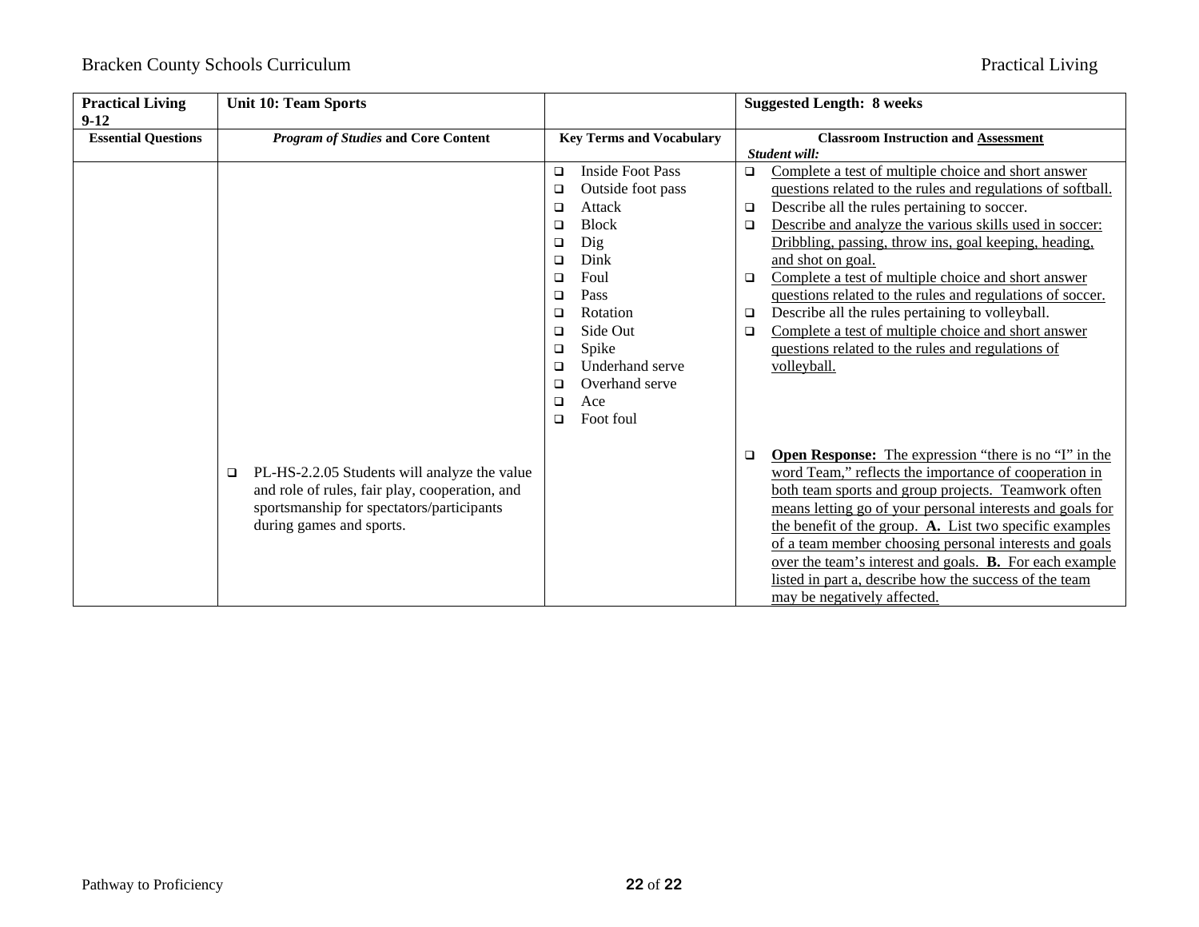| Practical Living 9-12 | Unit 10: Team Sports | | Suggested Length: 8 weeks |
|---|---|---|---|
| **Essential Questions** | ***Program of Studies* and Core Content** | **Key Terms and Vocabulary** | **Classroom Instruction and Assessment**<br>***Student will:*** |
| | | ❑ Inside Foot Pass<br>❑ Outside foot pass<br>❑ Attack<br>❑ Block<br>❑ Dig<br>❑ Dink<br>❑ Foul<br>❑ Pass<br>❑ Rotation<br>❑ Side Out<br>❑ Spike<br>❑ Underhand serve<br>❑ Overhand serve<br>❑ Ace<br>❑ Foot foul | ❑ Complete a test of multiple choice and short answer questions related to the rules and regulations of softball.<br>❑ Describe all the rules pertaining to soccer.<br>❑ Describe and analyze the various skills used in soccer: Dribbling, passing, throw ins, goal keeping, heading, and shot on goal.<br>❑ Complete a test of multiple choice and short answer questions related to the rules and regulations of soccer.<br>❑ Describe all the rules pertaining to volleyball.<br>❑ Complete a test of multiple choice and short answer questions related to the rules and regulations of volleyball. |
| | ❑ PL-HS-2.2.05 Students will analyze the value and role of rules, fair play, cooperation, and sportsmanship for spectators/participants during games and sports. | | ❑ **Open Response:** The expression "there is no "I" in the word Team," reflects the importance of cooperation in both team sports and group projects. Teamwork often means letting go of your personal interests and goals for the benefit of the group. **A.** List two specific examples of a team member choosing personal interests and goals over the team's interest and goals. **B.** For each example listed in part a, describe how the success of the team may be negatively affected. |